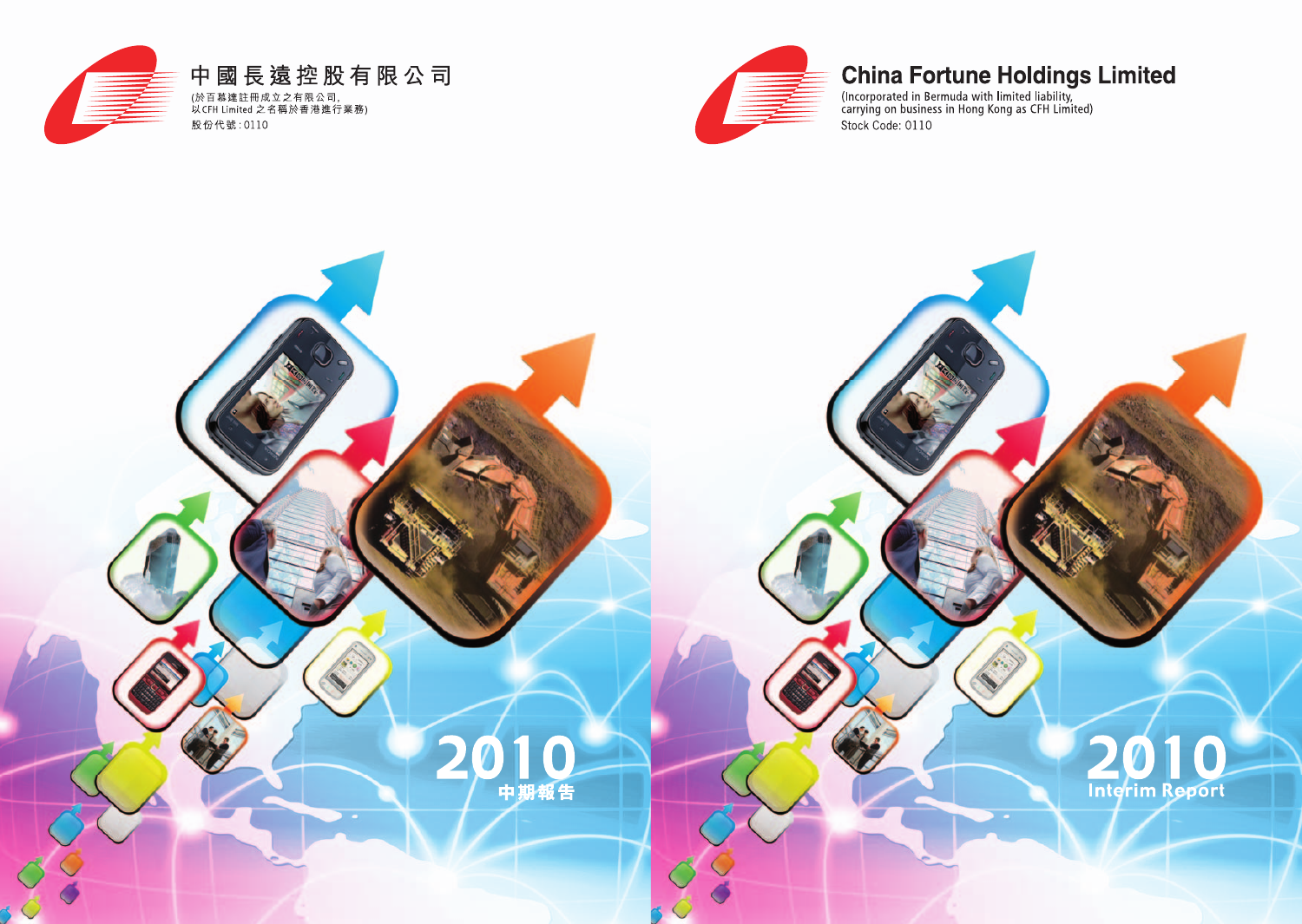# 中國長遠控股有限公司

(於百慕達註冊成立之有限公司，
以CFH Limited 之名稱於香港進行業務)

股份代號：0110

2010

中期報告

# China Fortune Holdings Limited

(Incorporated in Bermuda with limited liability,
carrying on business in Hong Kong as CFH Limited)

Stock Code: 0110

2010

Interim Report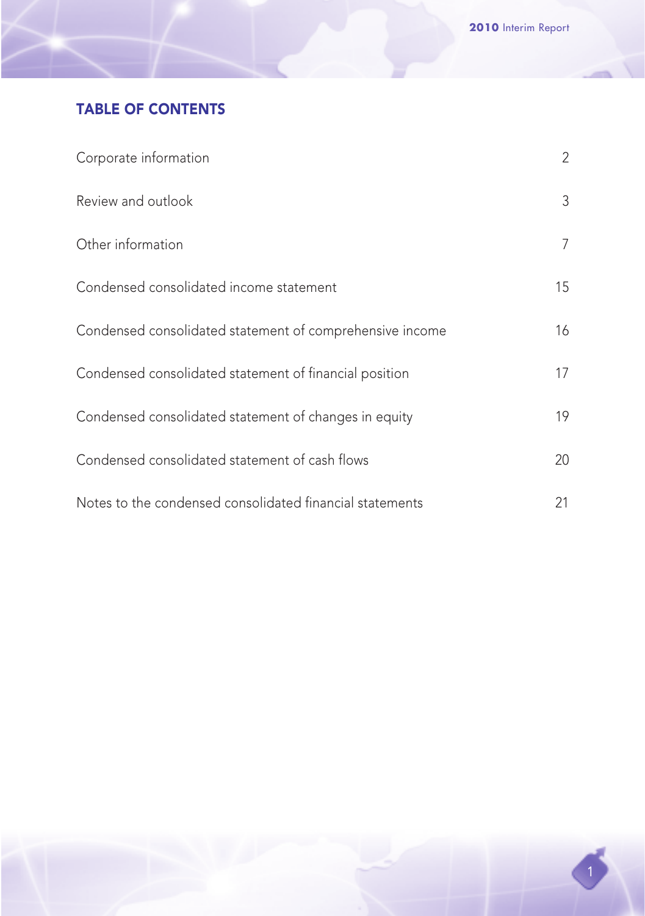## TABLE OF CONTENTS

| | |
|---|---|
| Corporate information | 2 |
| Review and outlook | 3 |
| Other information | 7 |
| Condensed consolidated income statement | 15 |
| Condensed consolidated statement of comprehensive income | 16 |
| Condensed consolidated statement of financial position | 17 |
| Condensed consolidated statement of changes in equity | 19 |
| Condensed consolidated statement of cash flows | 20 |
| Notes to the condensed consolidated financial statements | 21 |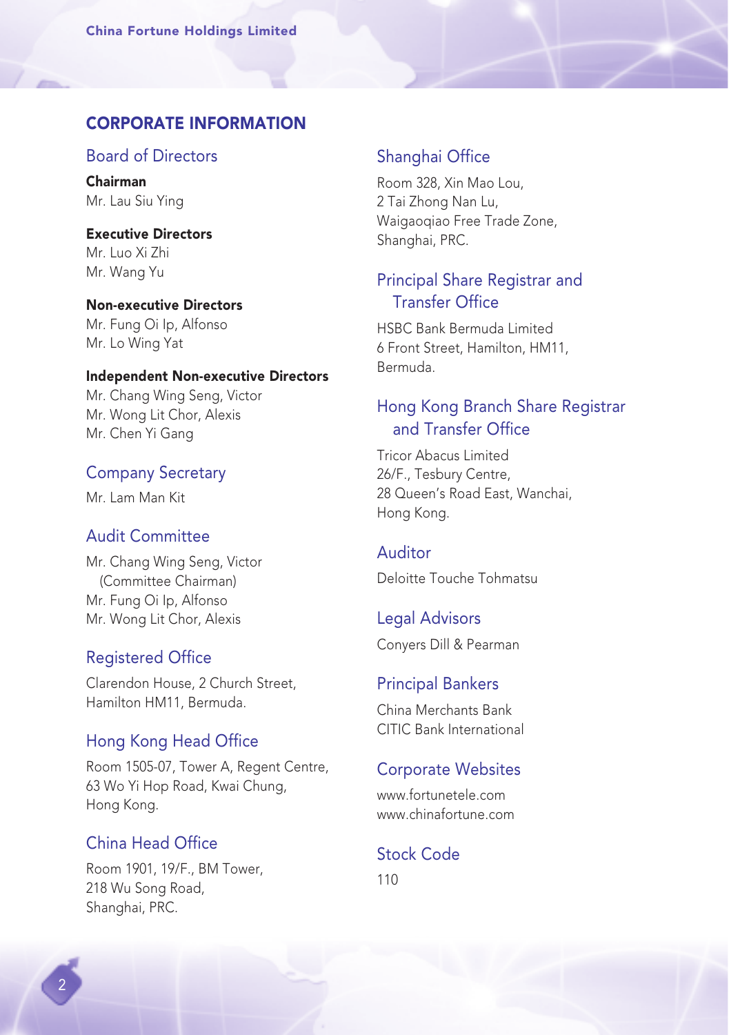# CORPORATE INFORMATION

## Board of Directors

**Chairman**
Mr. Lau Siu Ying

**Executive Directors**
Mr. Luo Xi Zhi
Mr. Wang Yu

**Non-executive Directors**
Mr. Fung Oi Ip, Alfonso
Mr. Lo Wing Yat

**Independent Non-executive Directors**
Mr. Chang Wing Seng, Victor
Mr. Wong Lit Chor, Alexis
Mr. Chen Yi Gang

## Company Secretary

Mr. Lam Man Kit

## Audit Committee

Mr. Chang Wing Seng, Victor (Committee Chairman)
Mr. Fung Oi Ip, Alfonso
Mr. Wong Lit Chor, Alexis

## Registered Office

Clarendon House, 2 Church Street,
Hamilton HM11, Bermuda.

## Hong Kong Head Office

Room 1505-07, Tower A, Regent Centre,
63 Wo Yi Hop Road, Kwai Chung,
Hong Kong.

## China Head Office

Room 1901, 19/F., BM Tower,
218 Wu Song Road,
Shanghai, PRC.

## Shanghai Office

Room 328, Xin Mao Lou,
2 Tai Zhong Nan Lu,
Waigaoqiao Free Trade Zone,
Shanghai, PRC.

## Principal Share Registrar and Transfer Office

HSBC Bank Bermuda Limited
6 Front Street, Hamilton, HM11,
Bermuda.

## Hong Kong Branch Share Registrar and Transfer Office

Tricor Abacus Limited
26/F., Tesbury Centre,
28 Queen's Road East, Wanchai,
Hong Kong.

## Auditor

Deloitte Touche Tohmatsu

## Legal Advisors

Conyers Dill & Pearman

## Principal Bankers

China Merchants Bank
CITIC Bank International

## Corporate Websites

www.fortunetele.com
www.chinafortune.com

## Stock Code

110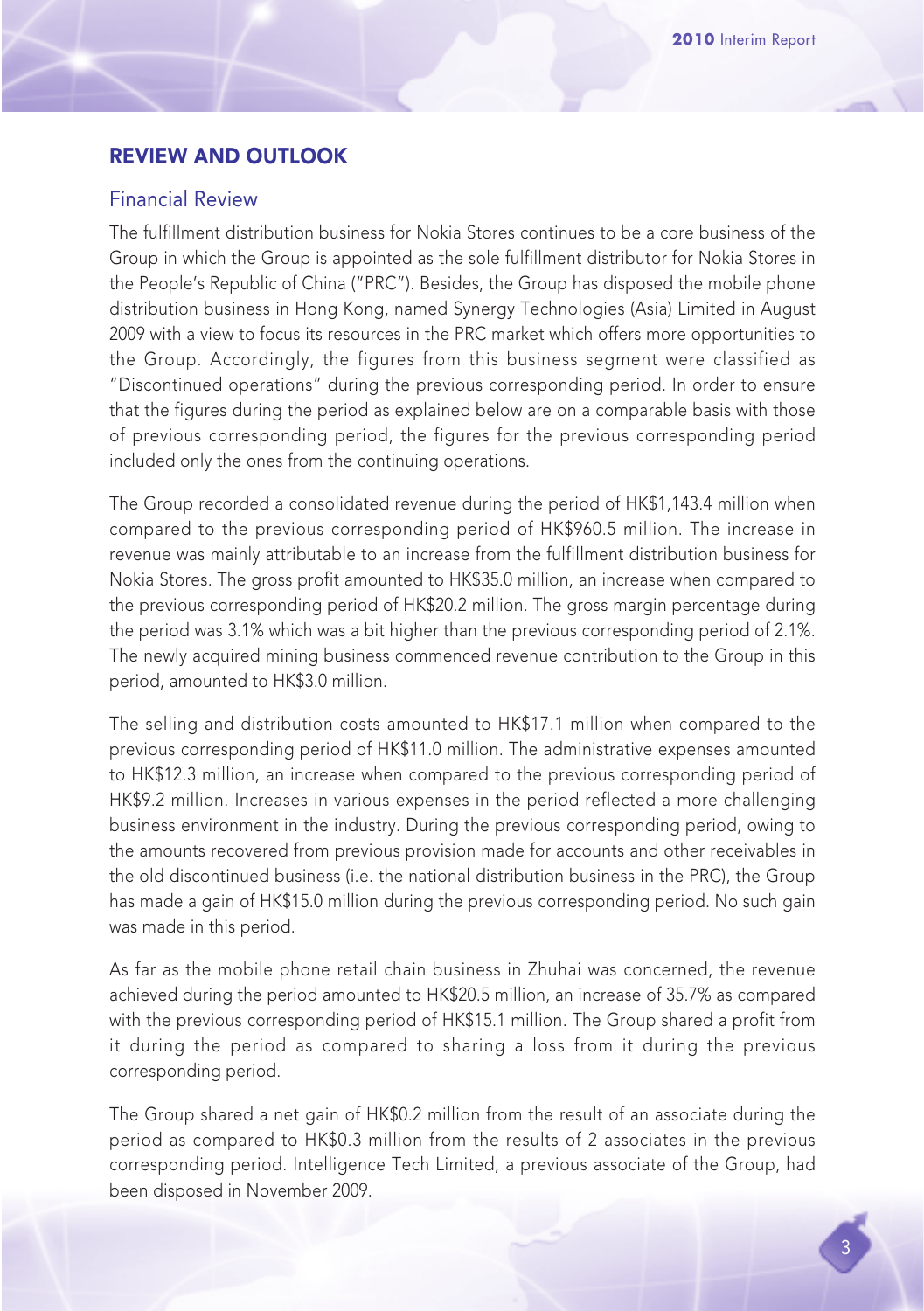## REVIEW AND OUTLOOK

### Financial Review

The fulfillment distribution business for Nokia Stores continues to be a core business of the Group in which the Group is appointed as the sole fulfillment distributor for Nokia Stores in the People's Republic of China ("PRC"). Besides, the Group has disposed the mobile phone distribution business in Hong Kong, named Synergy Technologies (Asia) Limited in August 2009 with a view to focus its resources in the PRC market which offers more opportunities to the Group. Accordingly, the figures from this business segment were classified as "Discontinued operations" during the previous corresponding period. In order to ensure that the figures during the period as explained below are on a comparable basis with those of previous corresponding period, the figures for the previous corresponding period included only the ones from the continuing operations.

The Group recorded a consolidated revenue during the period of HK$1,143.4 million when compared to the previous corresponding period of HK$960.5 million. The increase in revenue was mainly attributable to an increase from the fulfillment distribution business for Nokia Stores. The gross profit amounted to HK$35.0 million, an increase when compared to the previous corresponding period of HK$20.2 million. The gross margin percentage during the period was 3.1% which was a bit higher than the previous corresponding period of 2.1%. The newly acquired mining business commenced revenue contribution to the Group in this period, amounted to HK$3.0 million.

The selling and distribution costs amounted to HK$17.1 million when compared to the previous corresponding period of HK$11.0 million. The administrative expenses amounted to HK$12.3 million, an increase when compared to the previous corresponding period of HK$9.2 million. Increases in various expenses in the period reflected a more challenging business environment in the industry. During the previous corresponding period, owing to the amounts recovered from previous provision made for accounts and other receivables in the old discontinued business (i.e. the national distribution business in the PRC), the Group has made a gain of HK$15.0 million during the previous corresponding period. No such gain was made in this period.

As far as the mobile phone retail chain business in Zhuhai was concerned, the revenue achieved during the period amounted to HK$20.5 million, an increase of 35.7% as compared with the previous corresponding period of HK$15.1 million. The Group shared a profit from it during the period as compared to sharing a loss from it during the previous corresponding period.

The Group shared a net gain of HK$0.2 million from the result of an associate during the period as compared to HK$0.3 million from the results of 2 associates in the previous corresponding period. Intelligence Tech Limited, a previous associate of the Group, had been disposed in November 2009.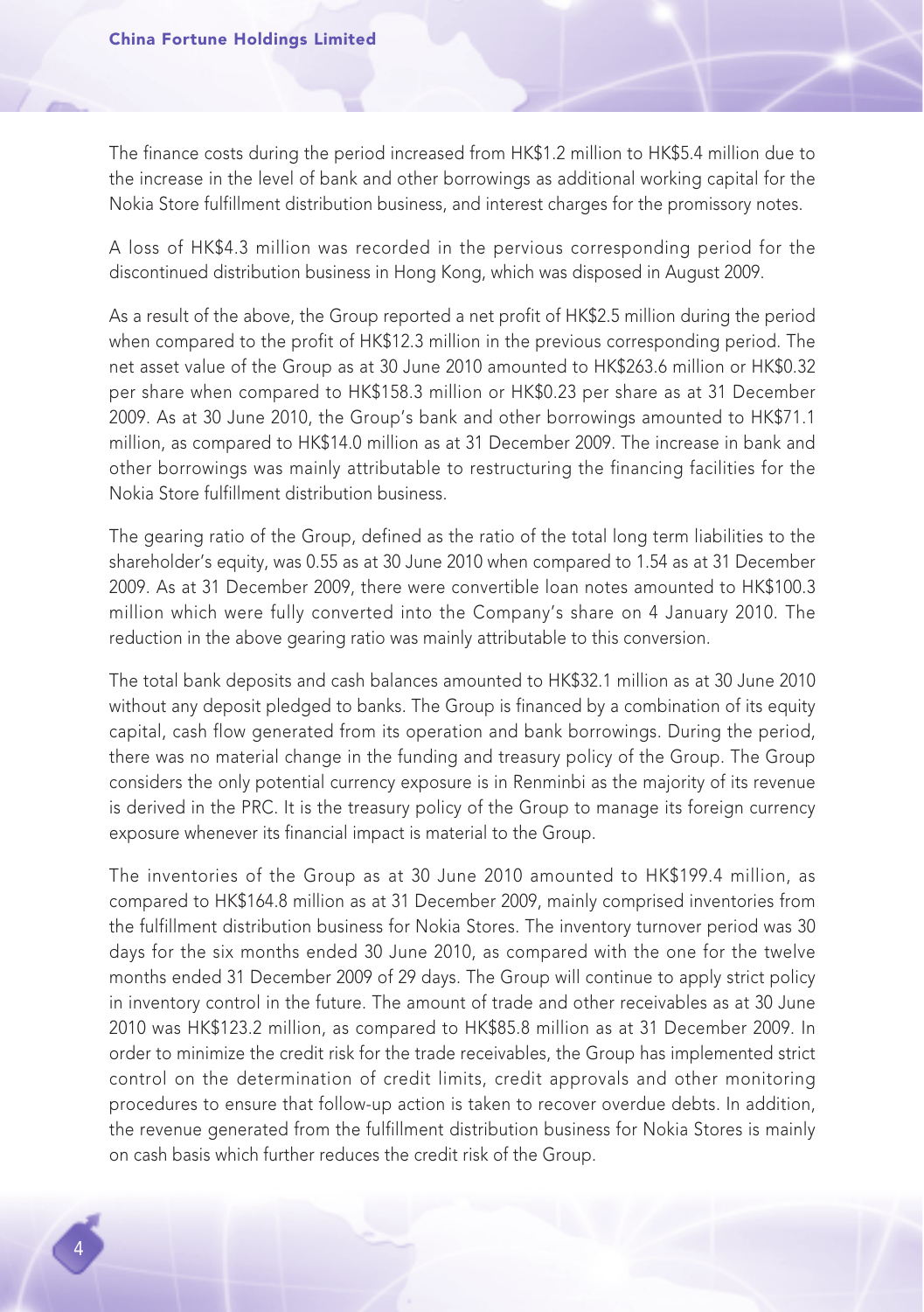The finance costs during the period increased from HK$1.2 million to HK$5.4 million due to the increase in the level of bank and other borrowings as additional working capital for the Nokia Store fulfillment distribution business, and interest charges for the promissory notes.

A loss of HK$4.3 million was recorded in the pervious corresponding period for the discontinued distribution business in Hong Kong, which was disposed in August 2009.

As a result of the above, the Group reported a net profit of HK$2.5 million during the period when compared to the profit of HK$12.3 million in the previous corresponding period. The net asset value of the Group as at 30 June 2010 amounted to HK$263.6 million or HK$0.32 per share when compared to HK$158.3 million or HK$0.23 per share as at 31 December 2009. As at 30 June 2010, the Group's bank and other borrowings amounted to HK$71.1 million, as compared to HK$14.0 million as at 31 December 2009. The increase in bank and other borrowings was mainly attributable to restructuring the financing facilities for the Nokia Store fulfillment distribution business.

The gearing ratio of the Group, defined as the ratio of the total long term liabilities to the shareholder's equity, was 0.55 as at 30 June 2010 when compared to 1.54 as at 31 December 2009. As at 31 December 2009, there were convertible loan notes amounted to HK$100.3 million which were fully converted into the Company's share on 4 January 2010. The reduction in the above gearing ratio was mainly attributable to this conversion.

The total bank deposits and cash balances amounted to HK$32.1 million as at 30 June 2010 without any deposit pledged to banks. The Group is financed by a combination of its equity capital, cash flow generated from its operation and bank borrowings. During the period, there was no material change in the funding and treasury policy of the Group. The Group considers the only potential currency exposure is in Renminbi as the majority of its revenue is derived in the PRC. It is the treasury policy of the Group to manage its foreign currency exposure whenever its financial impact is material to the Group.

The inventories of the Group as at 30 June 2010 amounted to HK$199.4 million, as compared to HK$164.8 million as at 31 December 2009, mainly comprised inventories from the fulfillment distribution business for Nokia Stores. The inventory turnover period was 30 days for the six months ended 30 June 2010, as compared with the one for the twelve months ended 31 December 2009 of 29 days. The Group will continue to apply strict policy in inventory control in the future. The amount of trade and other receivables as at 30 June 2010 was HK$123.2 million, as compared to HK$85.8 million as at 31 December 2009. In order to minimize the credit risk for the trade receivables, the Group has implemented strict control on the determination of credit limits, credit approvals and other monitoring procedures to ensure that follow-up action is taken to recover overdue debts. In addition, the revenue generated from the fulfillment distribution business for Nokia Stores is mainly on cash basis which further reduces the credit risk of the Group.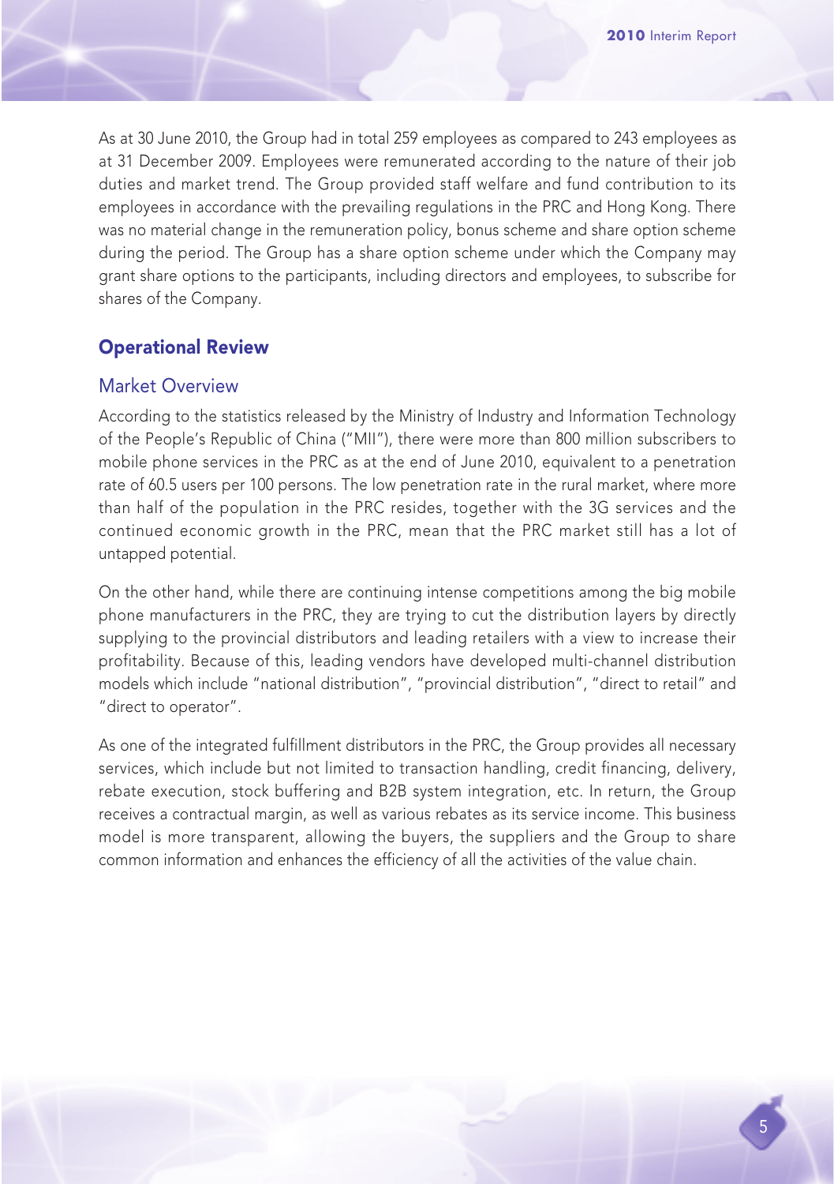As at 30 June 2010, the Group had in total 259 employees as compared to 243 employees as at 31 December 2009. Employees were remunerated according to the nature of their job duties and market trend. The Group provided staff welfare and fund contribution to its employees in accordance with the prevailing regulations in the PRC and Hong Kong. There was no material change in the remuneration policy, bonus scheme and share option scheme during the period. The Group has a share option scheme under which the Company may grant share options to the participants, including directors and employees, to subscribe for shares of the Company.

## Operational Review

### Market Overview

According to the statistics released by the Ministry of Industry and Information Technology of the People's Republic of China ("MII"), there were more than 800 million subscribers to mobile phone services in the PRC as at the end of June 2010, equivalent to a penetration rate of 60.5 users per 100 persons. The low penetration rate in the rural market, where more than half of the population in the PRC resides, together with the 3G services and the continued economic growth in the PRC, mean that the PRC market still has a lot of untapped potential.

On the other hand, while there are continuing intense competitions among the big mobile phone manufacturers in the PRC, they are trying to cut the distribution layers by directly supplying to the provincial distributors and leading retailers with a view to increase their profitability. Because of this, leading vendors have developed multi-channel distribution models which include "national distribution", "provincial distribution", "direct to retail" and "direct to operator".

As one of the integrated fulfillment distributors in the PRC, the Group provides all necessary services, which include but not limited to transaction handling, credit financing, delivery, rebate execution, stock buffering and B2B system integration, etc. In return, the Group receives a contractual margin, as well as various rebates as its service income. This business model is more transparent, allowing the buyers, the suppliers and the Group to share common information and enhances the efficiency of all the activities of the value chain.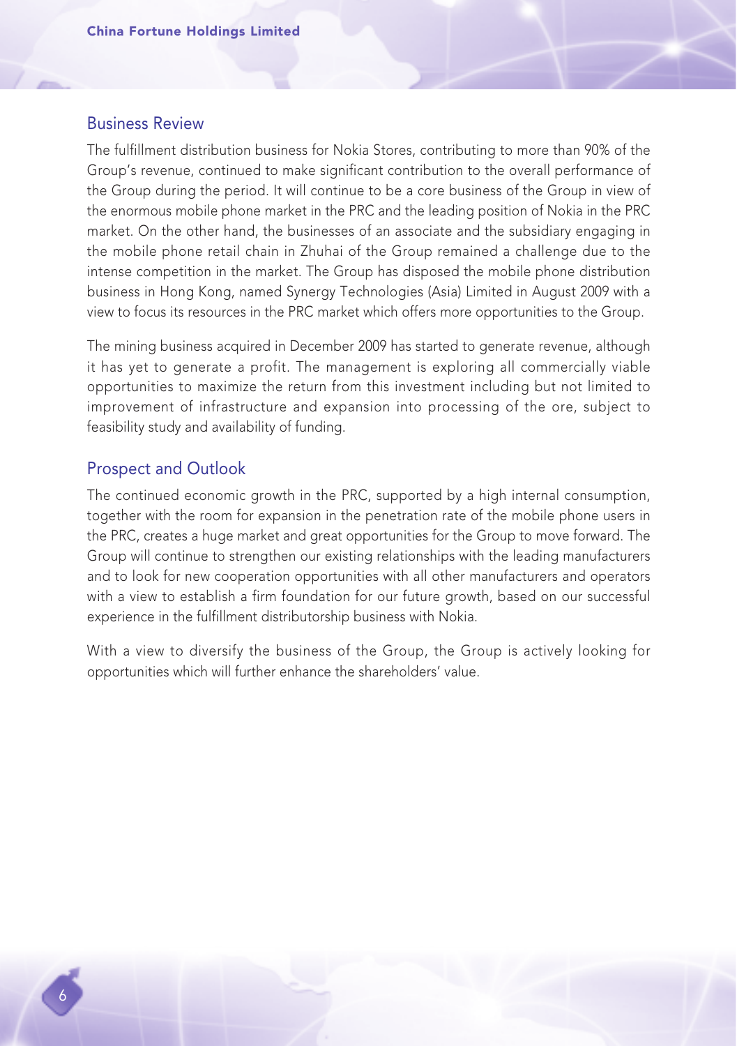## Business Review

The fulfillment distribution business for Nokia Stores, contributing to more than 90% of the Group's revenue, continued to make significant contribution to the overall performance of the Group during the period. It will continue to be a core business of the Group in view of the enormous mobile phone market in the PRC and the leading position of Nokia in the PRC market. On the other hand, the businesses of an associate and the subsidiary engaging in the mobile phone retail chain in Zhuhai of the Group remained a challenge due to the intense competition in the market. The Group has disposed the mobile phone distribution business in Hong Kong, named Synergy Technologies (Asia) Limited in August 2009 with a view to focus its resources in the PRC market which offers more opportunities to the Group.

The mining business acquired in December 2009 has started to generate revenue, although it has yet to generate a profit. The management is exploring all commercially viable opportunities to maximize the return from this investment including but not limited to improvement of infrastructure and expansion into processing of the ore, subject to feasibility study and availability of funding.

## Prospect and Outlook

The continued economic growth in the PRC, supported by a high internal consumption, together with the room for expansion in the penetration rate of the mobile phone users in the PRC, creates a huge market and great opportunities for the Group to move forward. The Group will continue to strengthen our existing relationships with the leading manufacturers and to look for new cooperation opportunities with all other manufacturers and operators with a view to establish a firm foundation for our future growth, based on our successful experience in the fulfillment distributorship business with Nokia.

With a view to diversify the business of the Group, the Group is actively looking for opportunities which will further enhance the shareholders' value.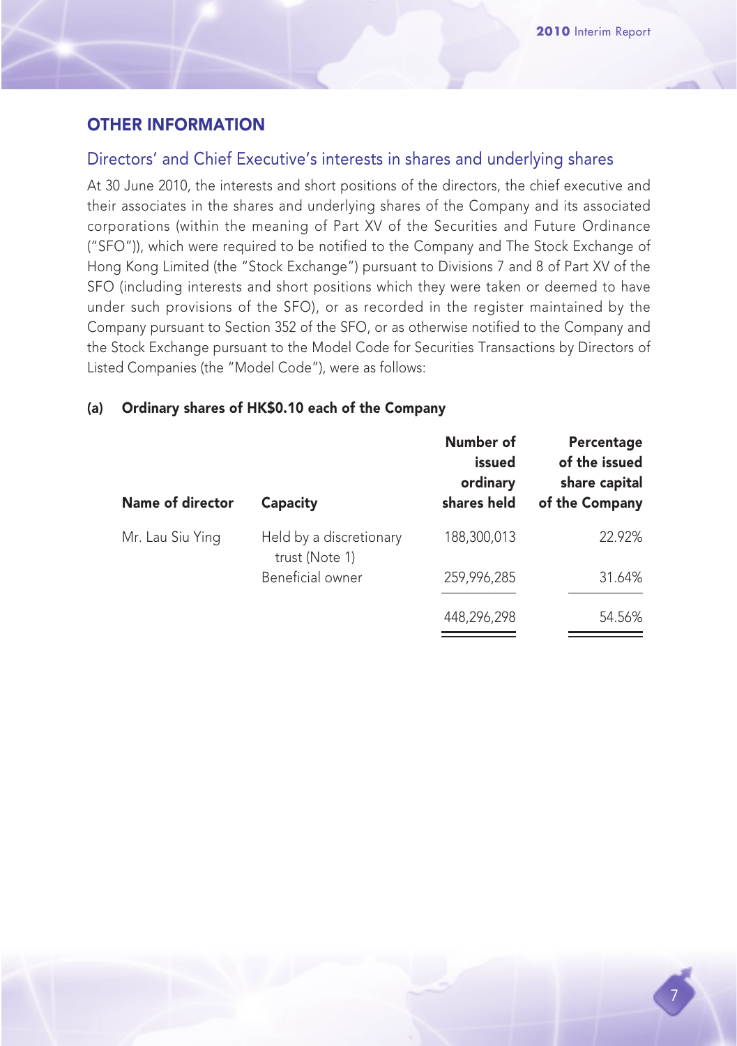## OTHER INFORMATION

### Directors' and Chief Executive's interests in shares and underlying shares

At 30 June 2010, the interests and short positions of the directors, the chief executive and their associates in the shares and underlying shares of the Company and its associated corporations (within the meaning of Part XV of the Securities and Future Ordinance ("SFO")), which were required to be notified to the Company and The Stock Exchange of Hong Kong Limited (the "Stock Exchange") pursuant to Divisions 7 and 8 of Part XV of the SFO (including interests and short positions which they were taken or deemed to have under such provisions of the SFO), or as recorded in the register maintained by the Company pursuant to Section 352 of the SFO, or as otherwise notified to the Company and the Stock Exchange pursuant to the Model Code for Securities Transactions by Directors of Listed Companies (the "Model Code"), were as follows:

**(a) Ordinary shares of HK$0.10 each of the Company**

| Name of director | Capacity | Number of issued ordinary shares held | Percentage of the issued share capital of the Company |
|---|---|---|---|
| Mr. Lau Siu Ying | Held by a discretionary trust (Note 1) | 188,300,013 | 22.92% |
| | Beneficial owner | 259,996,285 | 31.64% |
| | | 448,296,298 | 54.56% |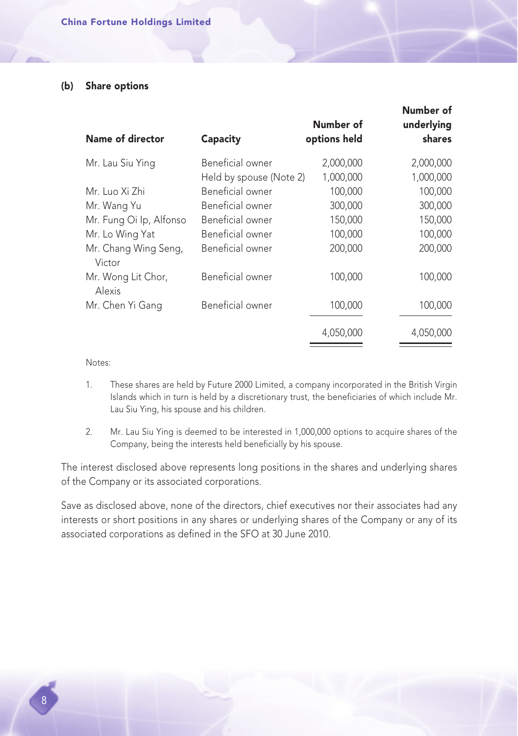### (b) Share options

| Name of director | Capacity | Number of options held | Number of underlying shares |
|---|---|---|---|
| Mr. Lau Siu Ying | Beneficial owner | 2,000,000 | 2,000,000 |
| | Held by spouse (Note 2) | 1,000,000 | 1,000,000 |
| Mr. Luo Xi Zhi | Beneficial owner | 100,000 | 100,000 |
| Mr. Wang Yu | Beneficial owner | 300,000 | 300,000 |
| Mr. Fung Oi Ip, Alfonso | Beneficial owner | 150,000 | 150,000 |
| Mr. Lo Wing Yat | Beneficial owner | 100,000 | 100,000 |
| Mr. Chang Wing Seng, Victor | Beneficial owner | 200,000 | 200,000 |
| Mr. Wong Lit Chor, Alexis | Beneficial owner | 100,000 | 100,000 |
| Mr. Chen Yi Gang | Beneficial owner | 100,000 | 100,000 |
| | | 4,050,000 | 4,050,000 |

Notes:

1. These shares are held by Future 2000 Limited, a company incorporated in the British Virgin Islands which in turn is held by a discretionary trust, the beneficiaries of which include Mr. Lau Siu Ying, his spouse and his children.

2. Mr. Lau Siu Ying is deemed to be interested in 1,000,000 options to acquire shares of the Company, being the interests held beneficially by his spouse.

The interest disclosed above represents long positions in the shares and underlying shares of the Company or its associated corporations.

Save as disclosed above, none of the directors, chief executives nor their associates had any interests or short positions in any shares or underlying shares of the Company or any of its associated corporations as defined in the SFO at 30 June 2010.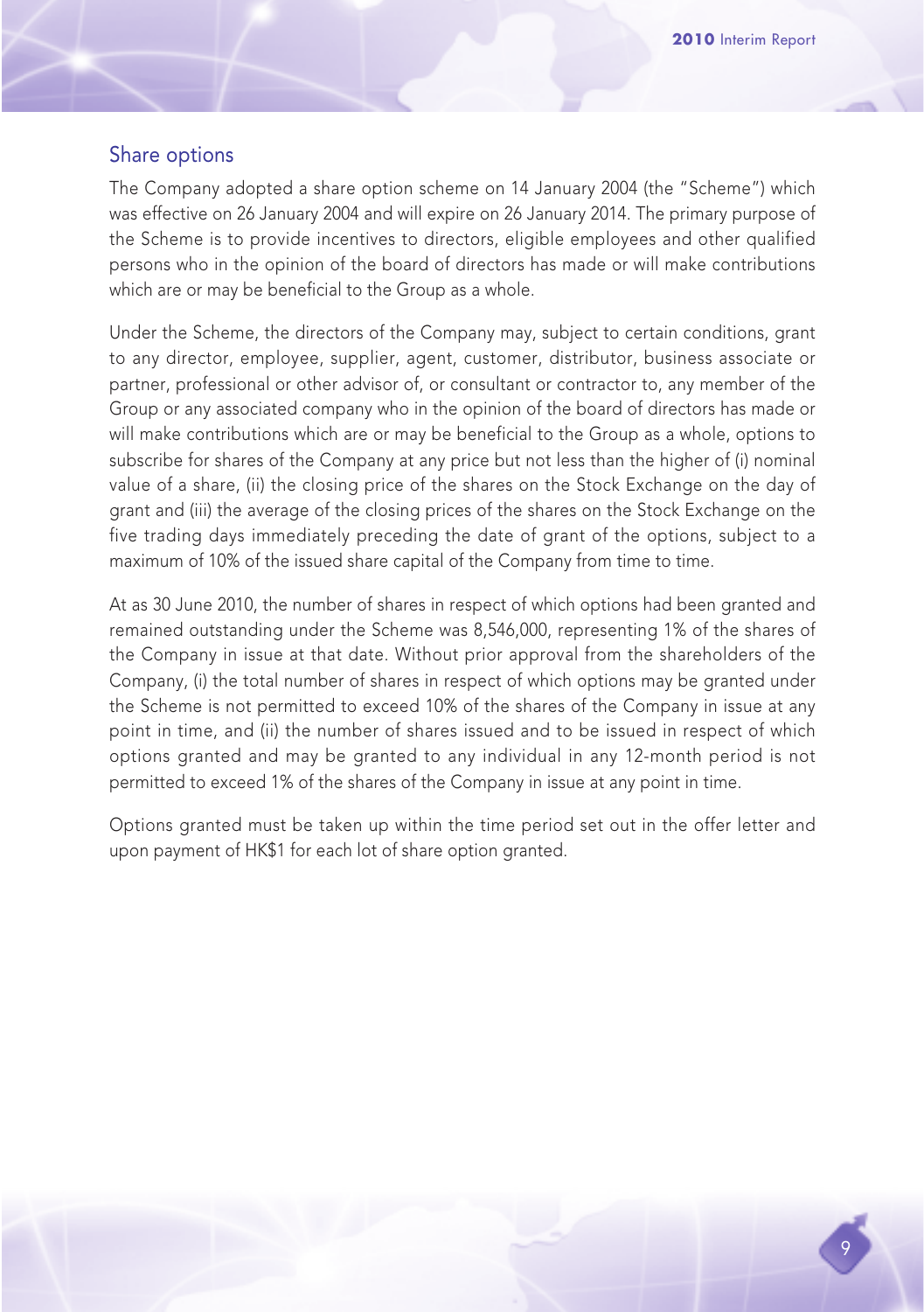## Share options

The Company adopted a share option scheme on 14 January 2004 (the "Scheme") which was effective on 26 January 2004 and will expire on 26 January 2014. The primary purpose of the Scheme is to provide incentives to directors, eligible employees and other qualified persons who in the opinion of the board of directors has made or will make contributions which are or may be beneficial to the Group as a whole.

Under the Scheme, the directors of the Company may, subject to certain conditions, grant to any director, employee, supplier, agent, customer, distributor, business associate or partner, professional or other advisor of, or consultant or contractor to, any member of the Group or any associated company who in the opinion of the board of directors has made or will make contributions which are or may be beneficial to the Group as a whole, options to subscribe for shares of the Company at any price but not less than the higher of (i) nominal value of a share, (ii) the closing price of the shares on the Stock Exchange on the day of grant and (iii) the average of the closing prices of the shares on the Stock Exchange on the five trading days immediately preceding the date of grant of the options, subject to a maximum of 10% of the issued share capital of the Company from time to time.

At as 30 June 2010, the number of shares in respect of which options had been granted and remained outstanding under the Scheme was 8,546,000, representing 1% of the shares of the Company in issue at that date. Without prior approval from the shareholders of the Company, (i) the total number of shares in respect of which options may be granted under the Scheme is not permitted to exceed 10% of the shares of the Company in issue at any point in time, and (ii) the number of shares issued and to be issued in respect of which options granted and may be granted to any individual in any 12-month period is not permitted to exceed 1% of the shares of the Company in issue at any point in time.

Options granted must be taken up within the time period set out in the offer letter and upon payment of HK$1 for each lot of share option granted.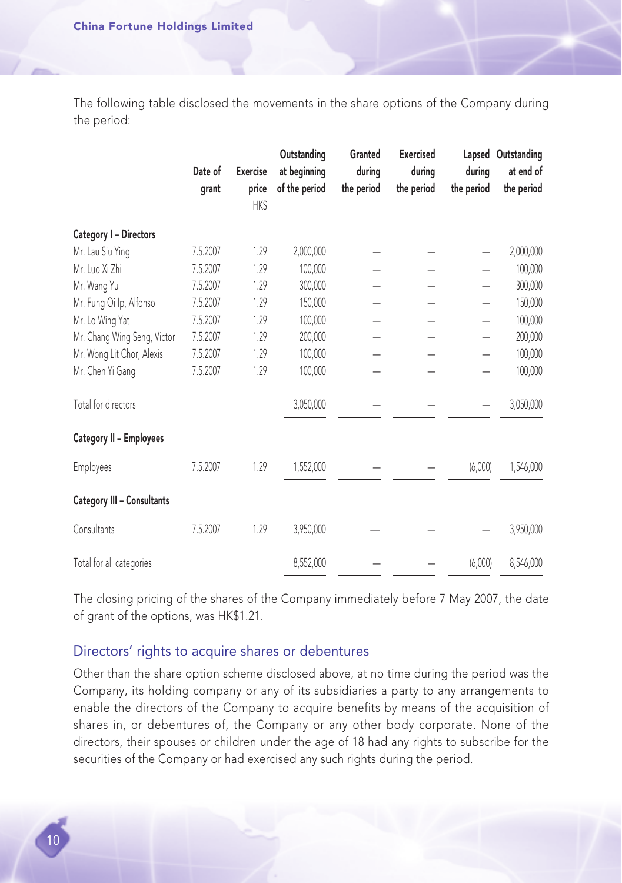The following table disclosed the movements in the share options of the Company during the period:

| | Date of grant | Exercise price HK$ | Outstanding at beginning of the period | Granted during the period | Exercised during the period | Lapsed during the period | Outstanding at end of the period |
|---|---|---|---|---|---|---|---|
| **Category I – Directors** | | | | | | | |
| Mr. Lau Siu Ying | 7.5.2007 | 1.29 | 2,000,000 | – | – | – | 2,000,000 |
| Mr. Luo Xi Zhi | 7.5.2007 | 1.29 | 100,000 | – | – | – | 100,000 |
| Mr. Wang Yu | 7.5.2007 | 1.29 | 300,000 | – | – | – | 300,000 |
| Mr. Fung Oi Ip, Alfonso | 7.5.2007 | 1.29 | 150,000 | – | – | – | 150,000 |
| Mr. Lo Wing Yat | 7.5.2007 | 1.29 | 100,000 | – | – | – | 100,000 |
| Mr. Chang Wing Seng, Victor | 7.5.2007 | 1.29 | 200,000 | – | – | – | 200,000 |
| Mr. Wong Lit Chor, Alexis | 7.5.2007 | 1.29 | 100,000 | – | – | – | 100,000 |
| Mr. Chen Yi Gang | 7.5.2007 | 1.29 | 100,000 | – | – | – | 100,000 |
| Total for directors | | | 3,050,000 | – | – | – | 3,050,000 |
| **Category II – Employees** | | | | | | | |
| Employees | 7.5.2007 | 1.29 | 1,552,000 | – | – | (6,000) | 1,546,000 |
| **Category III – Consultants** | | | | | | | |
| Consultants | 7.5.2007 | 1.29 | 3,950,000 | – | – | – | 3,950,000 |
| Total for all categories | | | 8,552,000 | – | – | (6,000) | 8,546,000 |

The closing pricing of the shares of the Company immediately before 7 May 2007, the date of grant of the options, was HK$1.21.

## Directors' rights to acquire shares or debentures

Other than the share option scheme disclosed above, at no time during the period was the Company, its holding company or any of its subsidiaries a party to any arrangements to enable the directors of the Company to acquire benefits by means of the acquisition of shares in, or debentures of, the Company or any other body corporate. None of the directors, their spouses or children under the age of 18 had any rights to subscribe for the securities of the Company or had exercised any such rights during the period.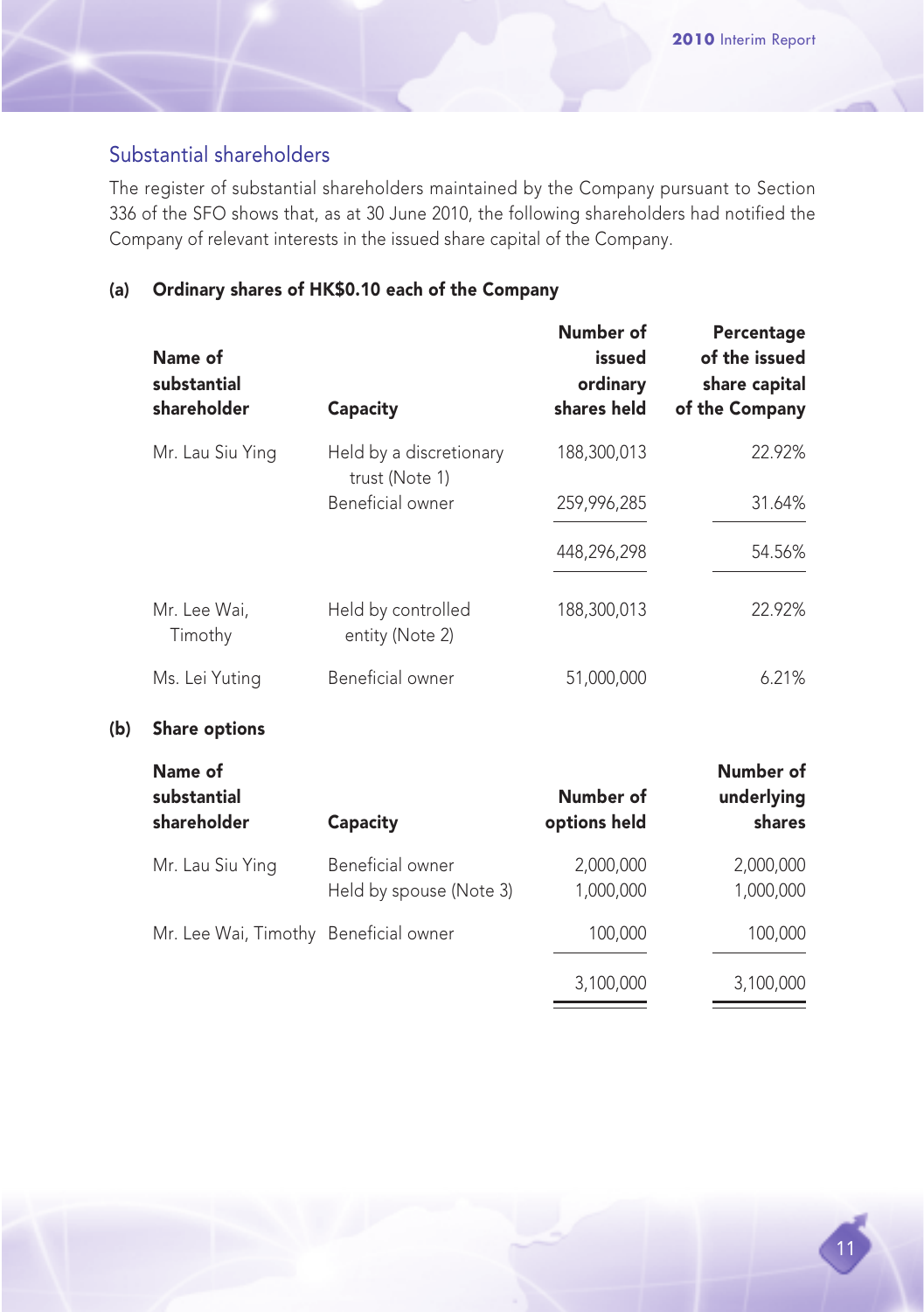## Substantial shareholders

The register of substantial shareholders maintained by the Company pursuant to Section 336 of the SFO shows that, as at 30 June 2010, the following shareholders had notified the Company of relevant interests in the issued share capital of the Company.

### (a) Ordinary shares of HK$0.10 each of the Company

| Name of substantial shareholder | Capacity | Number of issued ordinary shares held | Percentage of the issued share capital of the Company |
|---|---|---|---|
| Mr. Lau Siu Ying | Held by a discretionary trust (Note 1) | 188,300,013 | 22.92% |
| | Beneficial owner | 259,996,285 | 31.64% |
| | | 448,296,298 | 54.56% |
| Mr. Lee Wai, Timothy | Held by controlled entity (Note 2) | 188,300,013 | 22.92% |
| Ms. Lei Yuting | Beneficial owner | 51,000,000 | 6.21% |

### (b) Share options

| Name of substantial shareholder | Capacity | Number of options held | Number of underlying shares |
|---|---|---|---|
| Mr. Lau Siu Ying | Beneficial owner | 2,000,000 | 2,000,000 |
| | Held by spouse (Note 3) | 1,000,000 | 1,000,000 |
| Mr. Lee Wai, Timothy | Beneficial owner | 100,000 | 100,000 |
| | | 3,100,000 | 3,100,000 |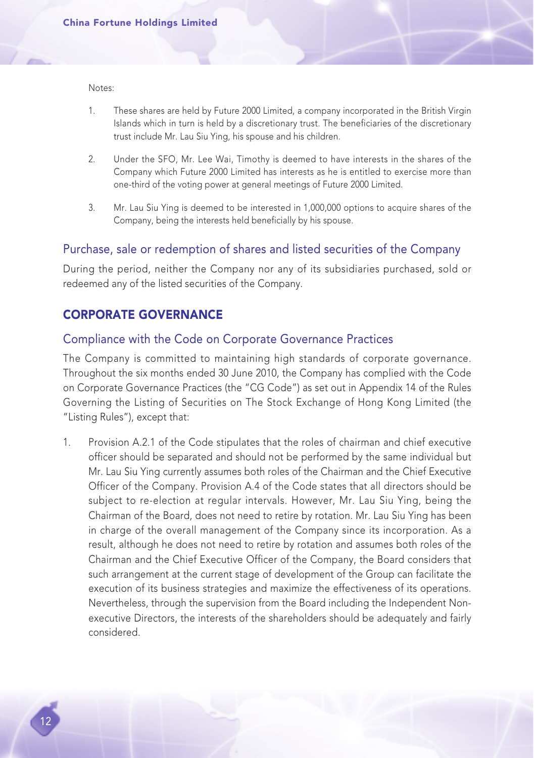Notes:

1. These shares are held by Future 2000 Limited, a company incorporated in the British Virgin Islands which in turn is held by a discretionary trust. The beneficiaries of the discretionary trust include Mr. Lau Siu Ying, his spouse and his children.

2. Under the SFO, Mr. Lee Wai, Timothy is deemed to have interests in the shares of the Company which Future 2000 Limited has interests as he is entitled to exercise more than one-third of the voting power at general meetings of Future 2000 Limited.

3. Mr. Lau Siu Ying is deemed to be interested in 1,000,000 options to acquire shares of the Company, being the interests held beneficially by his spouse.

### Purchase, sale or redemption of shares and listed securities of the Company

During the period, neither the Company nor any of its subsidiaries purchased, sold or redeemed any of the listed securities of the Company.

## CORPORATE GOVERNANCE

### Compliance with the Code on Corporate Governance Practices

The Company is committed to maintaining high standards of corporate governance. Throughout the six months ended 30 June 2010, the Company has complied with the Code on Corporate Governance Practices (the "CG Code") as set out in Appendix 14 of the Rules Governing the Listing of Securities on The Stock Exchange of Hong Kong Limited (the "Listing Rules"), except that:

1. Provision A.2.1 of the Code stipulates that the roles of chairman and chief executive officer should be separated and should not be performed by the same individual but Mr. Lau Siu Ying currently assumes both roles of the Chairman and the Chief Executive Officer of the Company. Provision A.4 of the Code states that all directors should be subject to re-election at regular intervals. However, Mr. Lau Siu Ying, being the Chairman of the Board, does not need to retire by rotation. Mr. Lau Siu Ying has been in charge of the overall management of the Company since its incorporation. As a result, although he does not need to retire by rotation and assumes both roles of the Chairman and the Chief Executive Officer of the Company, the Board considers that such arrangement at the current stage of development of the Group can facilitate the execution of its business strategies and maximize the effectiveness of its operations. Nevertheless, through the supervision from the Board including the Independent Non-executive Directors, the interests of the shareholders should be adequately and fairly considered.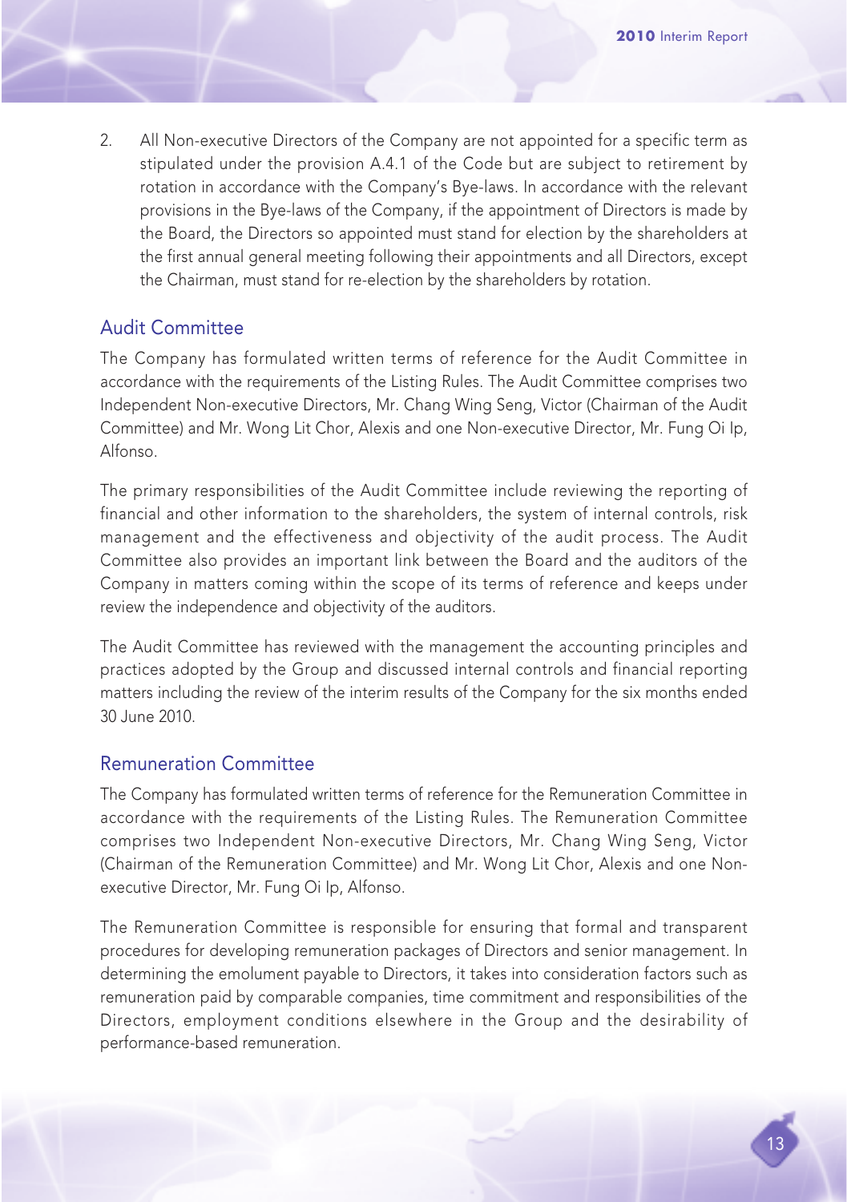2. All Non-executive Directors of the Company are not appointed for a specific term as stipulated under the provision A.4.1 of the Code but are subject to retirement by rotation in accordance with the Company's Bye-laws. In accordance with the relevant provisions in the Bye-laws of the Company, if the appointment of Directors is made by the Board, the Directors so appointed must stand for election by the shareholders at the first annual general meeting following their appointments and all Directors, except the Chairman, must stand for re-election by the shareholders by rotation.

## Audit Committee

The Company has formulated written terms of reference for the Audit Committee in accordance with the requirements of the Listing Rules. The Audit Committee comprises two Independent Non-executive Directors, Mr. Chang Wing Seng, Victor (Chairman of the Audit Committee) and Mr. Wong Lit Chor, Alexis and one Non-executive Director, Mr. Fung Oi Ip, Alfonso.

The primary responsibilities of the Audit Committee include reviewing the reporting of financial and other information to the shareholders, the system of internal controls, risk management and the effectiveness and objectivity of the audit process. The Audit Committee also provides an important link between the Board and the auditors of the Company in matters coming within the scope of its terms of reference and keeps under review the independence and objectivity of the auditors.

The Audit Committee has reviewed with the management the accounting principles and practices adopted by the Group and discussed internal controls and financial reporting matters including the review of the interim results of the Company for the six months ended 30 June 2010.

## Remuneration Committee

The Company has formulated written terms of reference for the Remuneration Committee in accordance with the requirements of the Listing Rules. The Remuneration Committee comprises two Independent Non-executive Directors, Mr. Chang Wing Seng, Victor (Chairman of the Remuneration Committee) and Mr. Wong Lit Chor, Alexis and one Non-executive Director, Mr. Fung Oi Ip, Alfonso.

The Remuneration Committee is responsible for ensuring that formal and transparent procedures for developing remuneration packages of Directors and senior management. In determining the emolument payable to Directors, it takes into consideration factors such as remuneration paid by comparable companies, time commitment and responsibilities of the Directors, employment conditions elsewhere in the Group and the desirability of performance-based remuneration.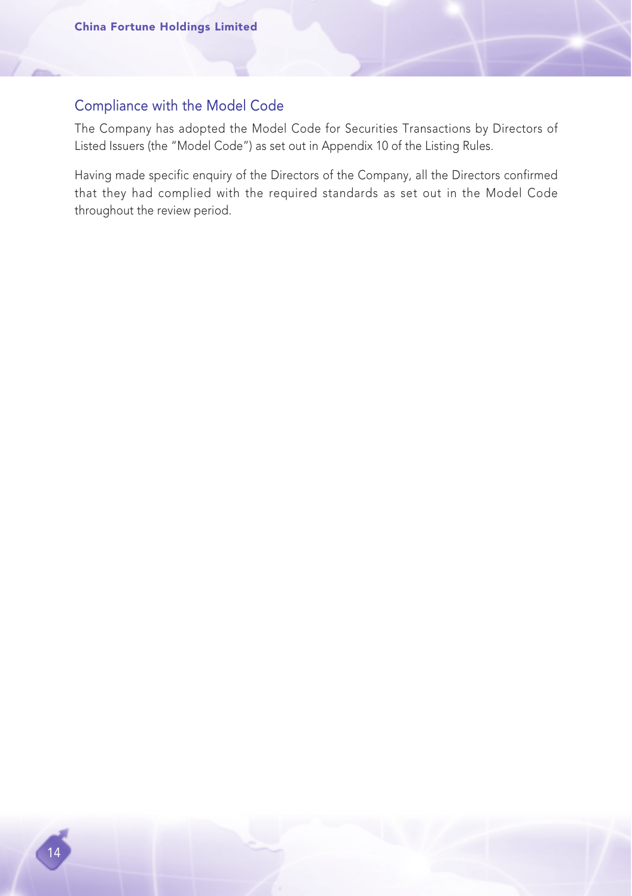## Compliance with the Model Code

The Company has adopted the Model Code for Securities Transactions by Directors of Listed Issuers (the "Model Code") as set out in Appendix 10 of the Listing Rules.

Having made specific enquiry of the Directors of the Company, all the Directors confirmed that they had complied with the required standards as set out in the Model Code throughout the review period.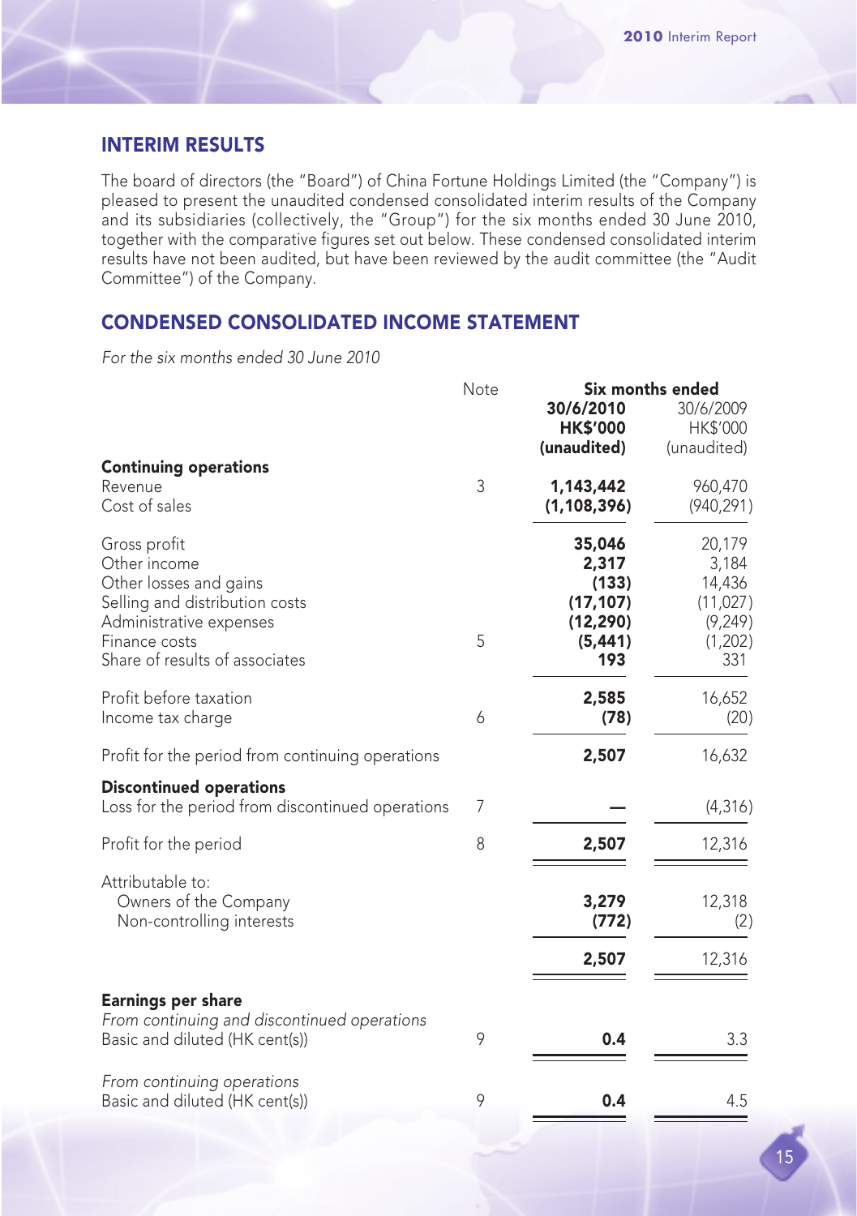## INTERIM RESULTS

The board of directors (the "Board") of China Fortune Holdings Limited (the "Company") is pleased to present the unaudited condensed consolidated interim results of the Company and its subsidiaries (collectively, the "Group") for the six months ended 30 June 2010, together with the comparative figures set out below. These condensed consolidated interim results have not been audited, but have been reviewed by the audit committee (the "Audit Committee") of the Company.

## CONDENSED CONSOLIDATED INCOME STATEMENT

*For the six months ended 30 June 2010*

| | Note | Six months ended | |
|---|---|---|---|
| | | **30/6/2010** | 30/6/2009 |
| | | **HK$'000** | HK$'000 |
| | | **(unaudited)** | (unaudited) |
| **Continuing operations** | | | |
| Revenue | 3 | **1,143,442** | 960,470 |
| Cost of sales | | **(1,108,396)** | (940,291) |
| Gross profit | | **35,046** | 20,179 |
| Other income | | **2,317** | 3,184 |
| Other losses and gains | | **(133)** | 14,436 |
| Selling and distribution costs | | **(17,107)** | (11,027) |
| Administrative expenses | | **(12,290)** | (9,249) |
| Finance costs | 5 | **(5,441)** | (1,202) |
| Share of results of associates | | **193** | 331 |
| Profit before taxation | | **2,585** | 16,652 |
| Income tax charge | 6 | **(78)** | (20) |
| Profit for the period from continuing operations | | **2,507** | 16,632 |
| **Discontinued operations** | | | |
| Loss for the period from discontinued operations | 7 | **—** | (4,316) |
| Profit for the period | 8 | **2,507** | 12,316 |
| Attributable to: | | | |
| Owners of the Company | | **3,279** | 12,318 |
| Non-controlling interests | | **(772)** | (2) |
| | | **2,507** | 12,316 |
| **Earnings per share** | | | |
| *From continuing and discontinued operations* | | | |
| Basic and diluted (HK cent(s)) | 9 | **0.4** | 3.3 |
| *From continuing operations* | | | |
| Basic and diluted (HK cent(s)) | 9 | **0.4** | 4.5 |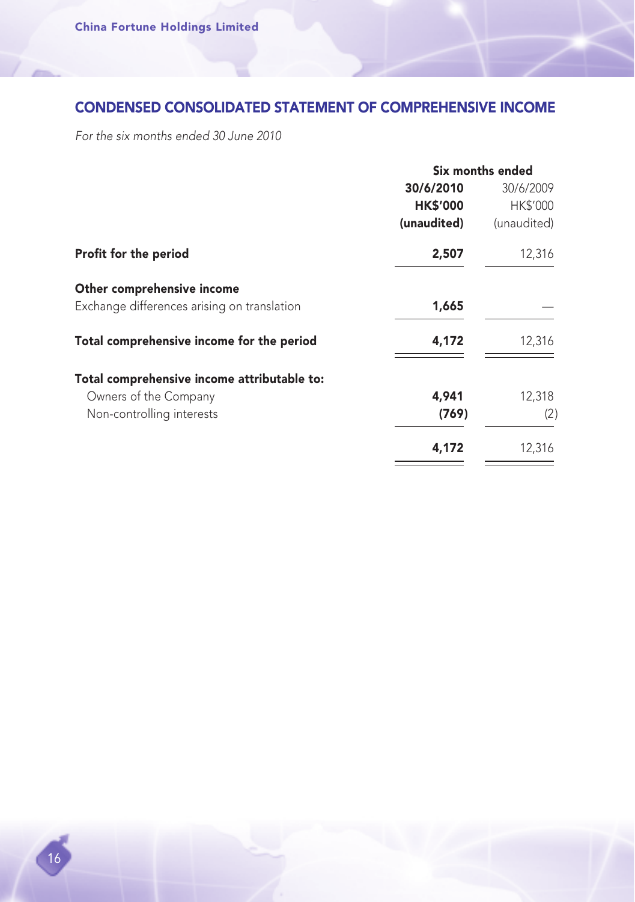## CONDENSED CONSOLIDATED STATEMENT OF COMPREHENSIVE INCOME

*For the six months ended 30 June 2010*

| | Six months ended | |
|---|---|---|
| | **30/6/2010** | 30/6/2009 |
| | **HK$'000** | HK$'000 |
| | **(unaudited)** | (unaudited) |
| **Profit for the period** | **2,507** | 12,316 |
| **Other comprehensive income** | | |
| Exchange differences arising on translation | **1,665** | — |
| **Total comprehensive income for the period** | **4,172** | 12,316 |
| **Total comprehensive income attributable to:** | | |
| Owners of the Company | **4,941** | 12,318 |
| Non-controlling interests | **(769)** | (2) |
| | **4,172** | 12,316 |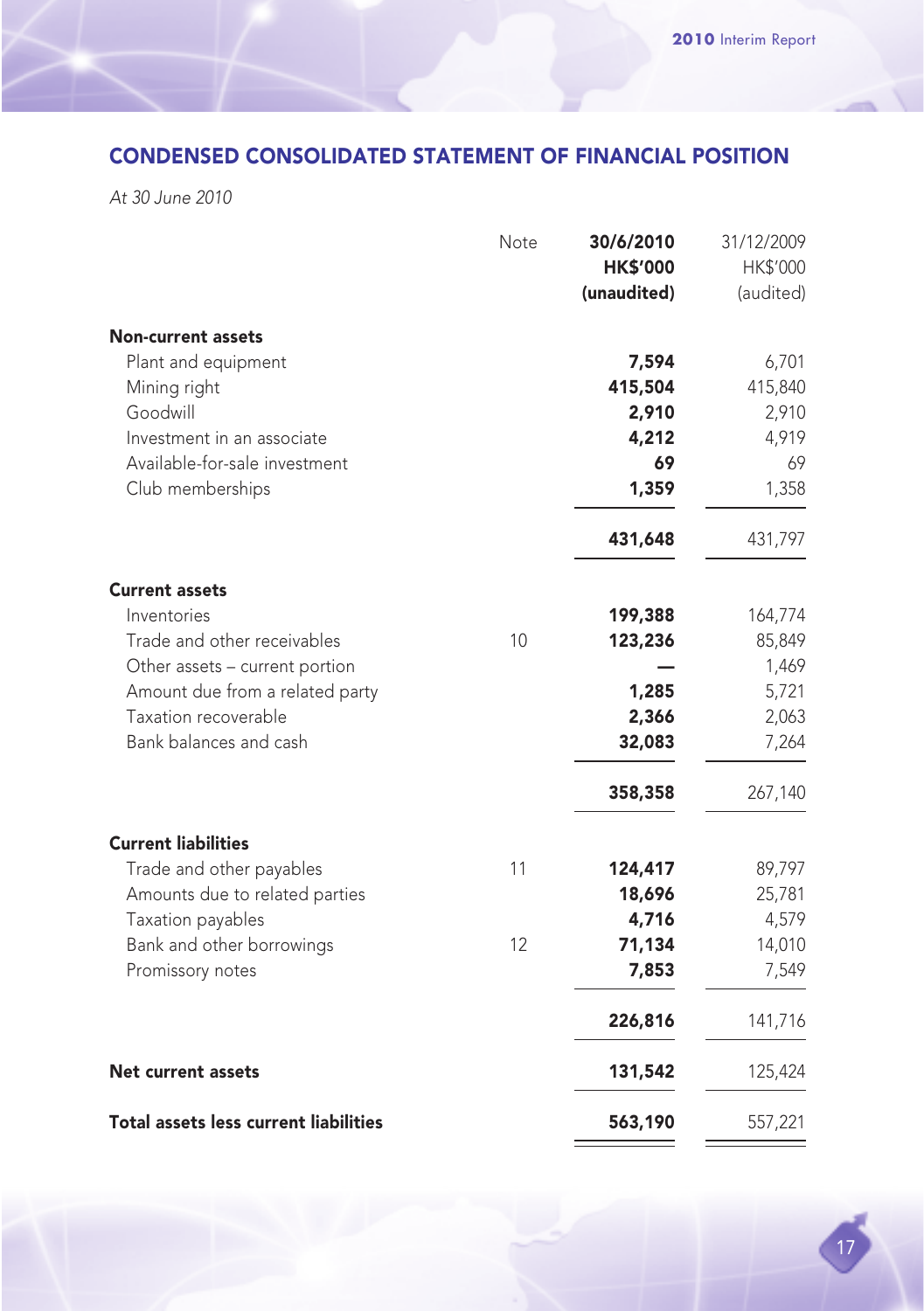## CONDENSED CONSOLIDATED STATEMENT OF FINANCIAL POSITION

*At 30 June 2010*

| | Note | 30/6/2010 HK$'000 (unaudited) | 31/12/2009 HK$'000 (audited) |
|---|---|---|---|
| **Non-current assets** | | | |
| Plant and equipment | | **7,594** | 6,701 |
| Mining right | | **415,504** | 415,840 |
| Goodwill | | **2,910** | 2,910 |
| Investment in an associate | | **4,212** | 4,919 |
| Available-for-sale investment | | **69** | 69 |
| Club memberships | | **1,359** | 1,358 |
| | | **431,648** | 431,797 |
| **Current assets** | | | |
| Inventories | | **199,388** | 164,774 |
| Trade and other receivables | 10 | **123,236** | 85,849 |
| Other assets – current portion | | **—** | 1,469 |
| Amount due from a related party | | **1,285** | 5,721 |
| Taxation recoverable | | **2,366** | 2,063 |
| Bank balances and cash | | **32,083** | 7,264 |
| | | **358,358** | 267,140 |
| **Current liabilities** | | | |
| Trade and other payables | 11 | **124,417** | 89,797 |
| Amounts due to related parties | | **18,696** | 25,781 |
| Taxation payables | | **4,716** | 4,579 |
| Bank and other borrowings | 12 | **71,134** | 14,010 |
| Promissory notes | | **7,853** | 7,549 |
| | | **226,816** | 141,716 |
| **Net current assets** | | **131,542** | 125,424 |
| **Total assets less current liabilities** | | **563,190** | 557,221 |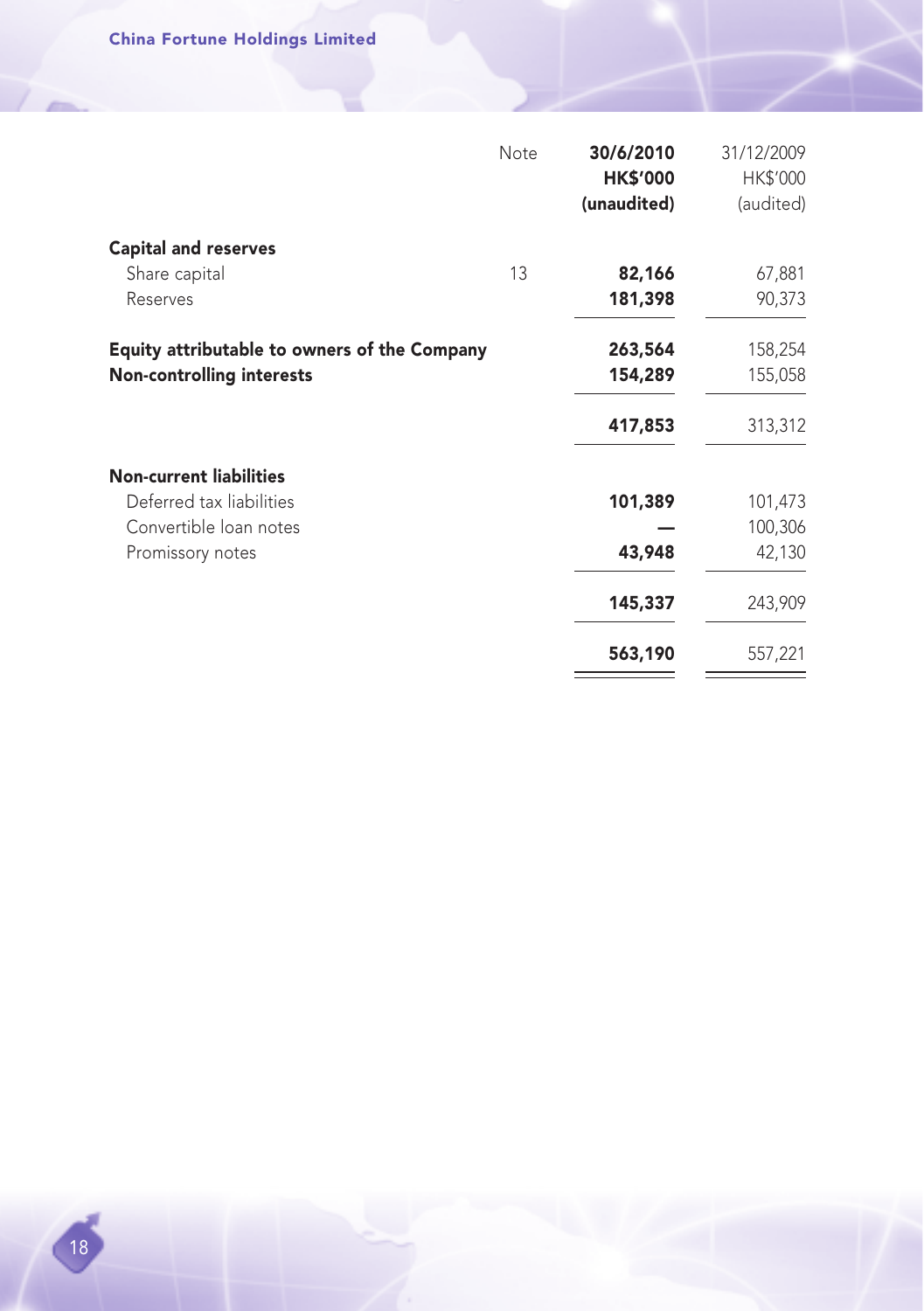| | Note | 30/6/2010<br>HK$'000<br>(unaudited) | 31/12/2009<br>HK$'000<br>(audited) |
|---|---|---|---|
| **Capital and reserves** | | | |
| Share capital | 13 | **82,166** | 67,881 |
| Reserves | | **181,398** | 90,373 |
| **Equity attributable to owners of the Company** | | **263,564** | 158,254 |
| **Non-controlling interests** | | **154,289** | 155,058 |
| | | **417,853** | 313,312 |
| **Non-current liabilities** | | | |
| Deferred tax liabilities | | **101,389** | 101,473 |
| Convertible loan notes | | **—** | 100,306 |
| Promissory notes | | **43,948** | 42,130 |
| | | **145,337** | 243,909 |
| | | **563,190** | 557,221 |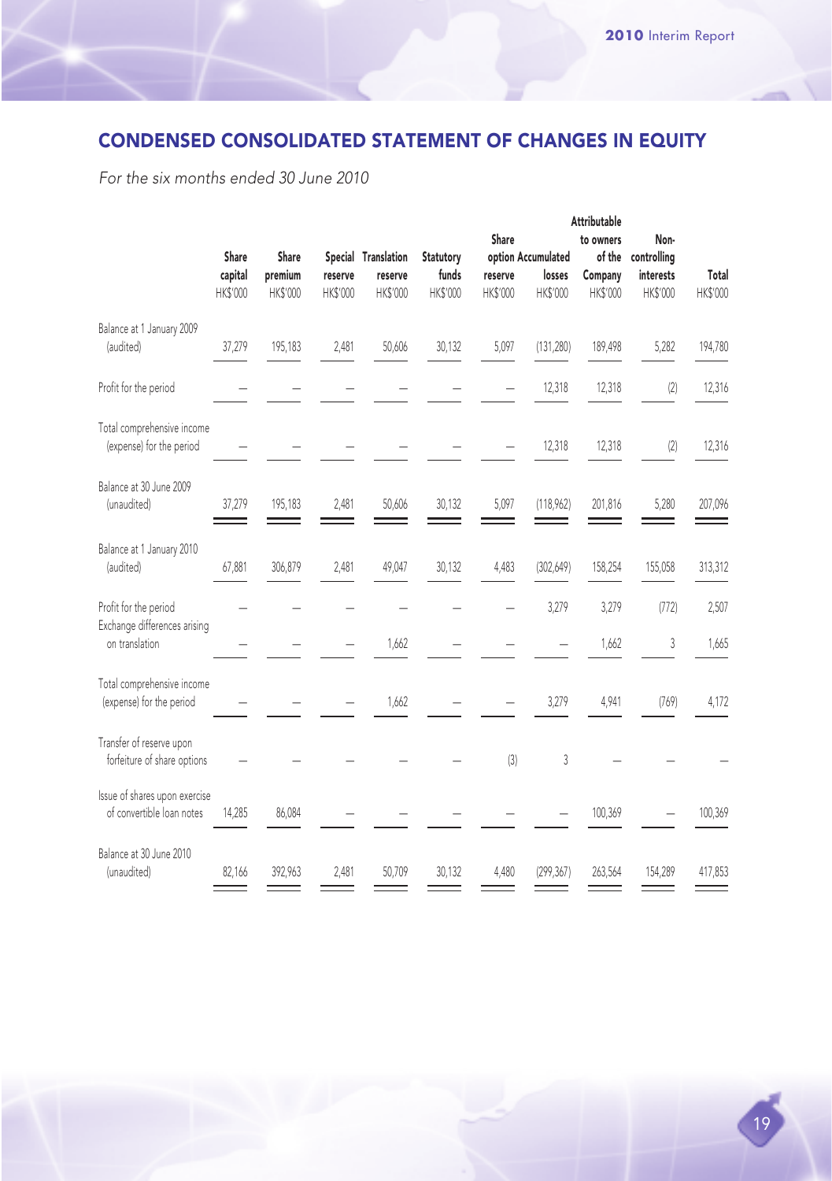## CONDENSED CONSOLIDATED STATEMENT OF CHANGES IN EQUITY

*For the six months ended 30 June 2010*

| | Share capital HK$'000 | Share premium HK$'000 | Special reserve HK$'000 | Translation reserve HK$'000 | Statutory funds HK$'000 | Share option reserve HK$'000 | Accumulated losses HK$'000 | Attributable to owners of the Company HK$'000 | Non-controlling interests HK$'000 | Total HK$'000 |
|---|---|---|---|---|---|---|---|---|---|---|
| Balance at 1 January 2009 (audited) | 37,279 | 195,183 | 2,481 | 50,606 | 30,132 | 5,097 | (131,280) | 189,498 | 5,282 | 194,780 |
| Profit for the period | – | – | – | – | – | – | 12,318 | 12,318 | (2) | 12,316 |
| Total comprehensive income (expense) for the period | – | – | – | – | – | – | 12,318 | 12,318 | (2) | 12,316 |
| Balance at 30 June 2009 (unaudited) | 37,279 | 195,183 | 2,481 | 50,606 | 30,132 | 5,097 | (118,962) | 201,816 | 5,280 | 207,096 |
| Balance at 1 January 2010 (audited) | 67,881 | 306,879 | 2,481 | 49,047 | 30,132 | 4,483 | (302,649) | 158,254 | 155,058 | 313,312 |
| Profit for the period | – | – | – | – | – | – | 3,279 | 3,279 | (772) | 2,507 |
| Exchange differences arising on translation | – | – | – | 1,662 | – | – | – | 1,662 | 3 | 1,665 |
| Total comprehensive income (expense) for the period | – | – | – | 1,662 | – | – | 3,279 | 4,941 | (769) | 4,172 |
| Transfer of reserve upon forfeiture of share options | – | – | – | – | – | (3) | 3 | – | – | – |
| Issue of shares upon exercise of convertible loan notes | 14,285 | 86,084 | – | – | – | – | – | 100,369 | – | 100,369 |
| Balance at 30 June 2010 (unaudited) | 82,166 | 392,963 | 2,481 | 50,709 | 30,132 | 4,480 | (299,367) | 263,564 | 154,289 | 417,853 |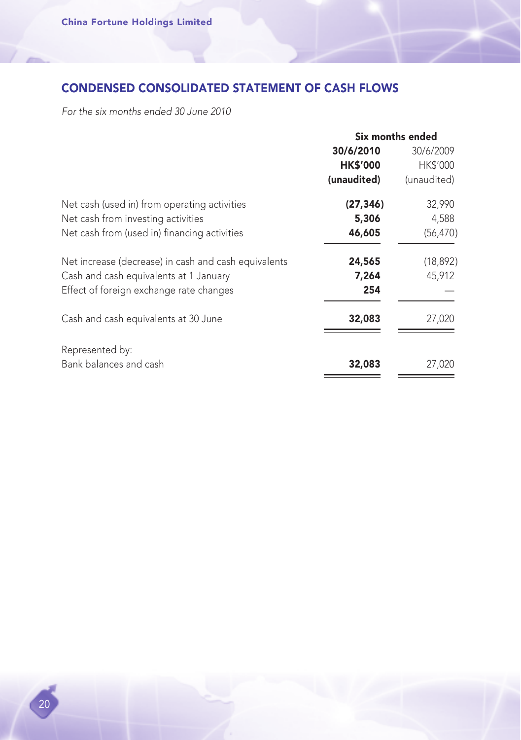## CONDENSED CONSOLIDATED STATEMENT OF CASH FLOWS

*For the six months ended 30 June 2010*

| | Six months ended | |
|---|---|---|
| | **30/6/2010** | 30/6/2009 |
| | **HK$'000** | HK$'000 |
| | **(unaudited)** | (unaudited) |
| Net cash (used in) from operating activities | **(27,346)** | 32,990 |
| Net cash from investing activities | **5,306** | 4,588 |
| Net cash from (used in) financing activities | **46,605** | (56,470) |
| Net increase (decrease) in cash and cash equivalents | **24,565** | (18,892) |
| Cash and cash equivalents at 1 January | **7,264** | 45,912 |
| Effect of foreign exchange rate changes | **254** | — |
| Cash and cash equivalents at 30 June | **32,083** | 27,020 |
| Represented by: | | |
| Bank balances and cash | **32,083** | 27,020 |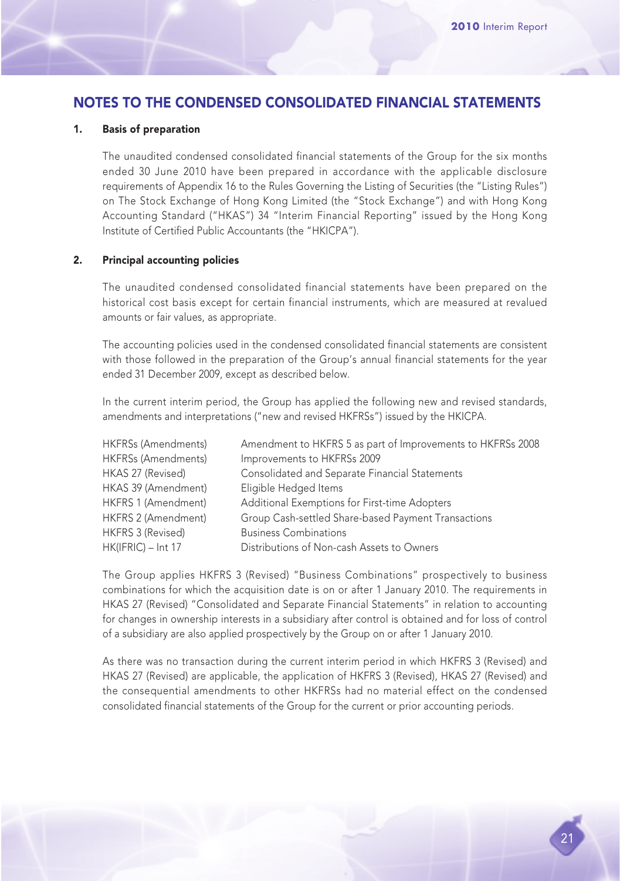# NOTES TO THE CONDENSED CONSOLIDATED FINANCIAL STATEMENTS

## 1. Basis of preparation

The unaudited condensed consolidated financial statements of the Group for the six months ended 30 June 2010 have been prepared in accordance with the applicable disclosure requirements of Appendix 16 to the Rules Governing the Listing of Securities (the "Listing Rules") on The Stock Exchange of Hong Kong Limited (the "Stock Exchange") and with Hong Kong Accounting Standard ("HKAS") 34 "Interim Financial Reporting" issued by the Hong Kong Institute of Certified Public Accountants (the "HKICPA").

## 2. Principal accounting policies

The unaudited condensed consolidated financial statements have been prepared on the historical cost basis except for certain financial instruments, which are measured at revalued amounts or fair values, as appropriate.

The accounting policies used in the condensed consolidated financial statements are consistent with those followed in the preparation of the Group's annual financial statements for the year ended 31 December 2009, except as described below.

In the current interim period, the Group has applied the following new and revised standards, amendments and interpretations ("new and revised HKFRSs") issued by the HKICPA.

| | |
|---|---|
| HKFRSs (Amendments) | Amendment to HKFRS 5 as part of Improvements to HKFRSs 2008 |
| HKFRSs (Amendments) | Improvements to HKFRSs 2009 |
| HKAS 27 (Revised) | Consolidated and Separate Financial Statements |
| HKAS 39 (Amendment) | Eligible Hedged Items |
| HKFRS 1 (Amendment) | Additional Exemptions for First-time Adopters |
| HKFRS 2 (Amendment) | Group Cash-settled Share-based Payment Transactions |
| HKFRS 3 (Revised) | Business Combinations |
| HK(IFRIC) – Int 17 | Distributions of Non-cash Assets to Owners |

The Group applies HKFRS 3 (Revised) "Business Combinations" prospectively to business combinations for which the acquisition date is on or after 1 January 2010. The requirements in HKAS 27 (Revised) "Consolidated and Separate Financial Statements" in relation to accounting for changes in ownership interests in a subsidiary after control is obtained and for loss of control of a subsidiary are also applied prospectively by the Group on or after 1 January 2010.

As there was no transaction during the current interim period in which HKFRS 3 (Revised) and HKAS 27 (Revised) are applicable, the application of HKFRS 3 (Revised), HKAS 27 (Revised) and the consequential amendments to other HKFRSs had no material effect on the condensed consolidated financial statements of the Group for the current or prior accounting periods.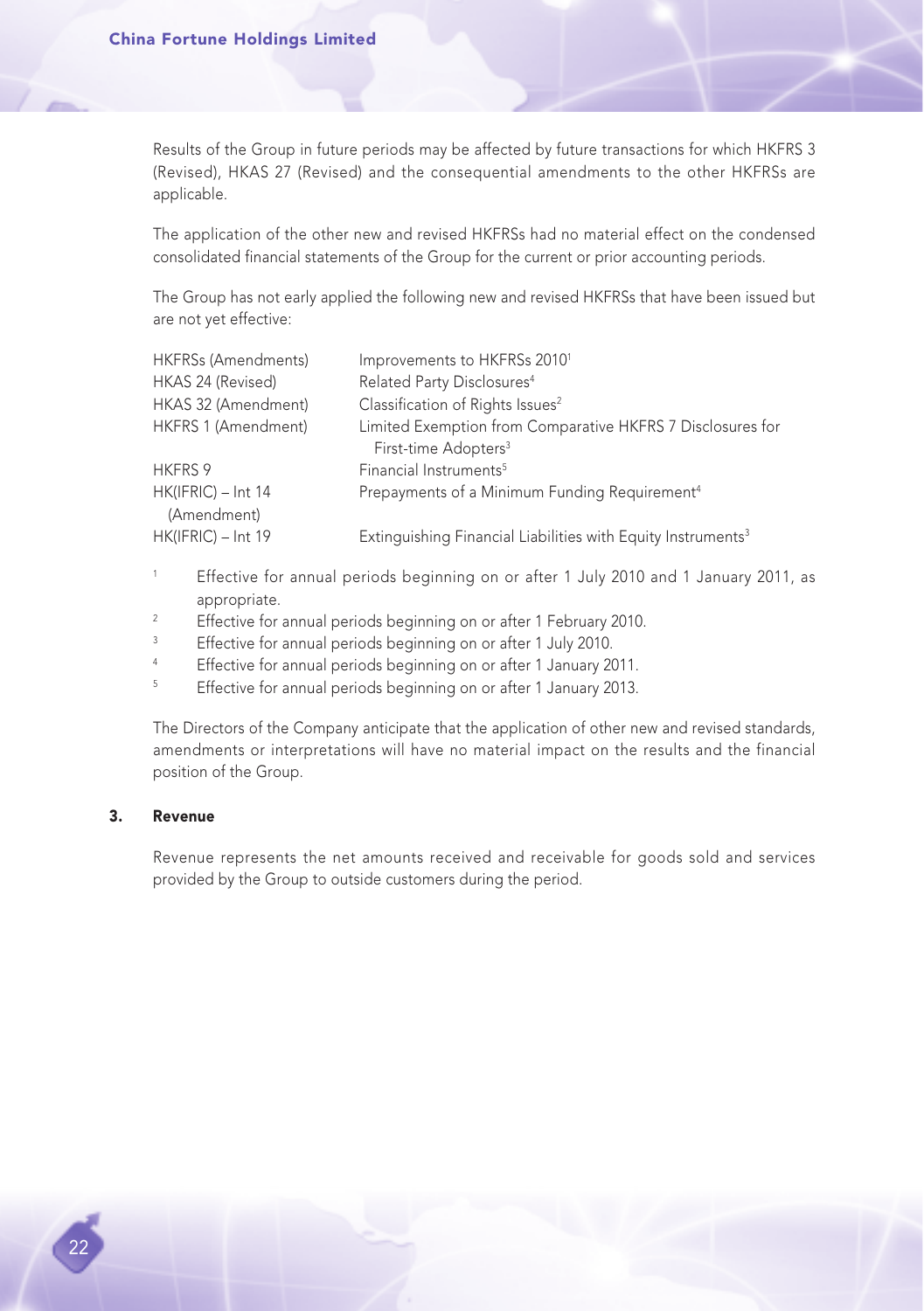Results of the Group in future periods may be affected by future transactions for which HKFRS 3 (Revised), HKAS 27 (Revised) and the consequential amendments to the other HKFRSs are applicable.

The application of the other new and revised HKFRSs had no material effect on the condensed consolidated financial statements of the Group for the current or prior accounting periods.

The Group has not early applied the following new and revised HKFRSs that have been issued but are not yet effective:

| | |
|---|---|
| HKFRSs (Amendments) | Improvements to HKFRSs 2010[1] |
| HKAS 24 (Revised) | Related Party Disclosures[4] |
| HKAS 32 (Amendment) | Classification of Rights Issues[2] |
| HKFRS 1 (Amendment) | Limited Exemption from Comparative HKFRS 7 Disclosures for First-time Adopters[3] |
| HKFRS 9 | Financial Instruments[5] |
| HK(IFRIC) – Int 14 (Amendment) | Prepayments of a Minimum Funding Requirement[4] |
| HK(IFRIC) – Int 19 | Extinguishing Financial Liabilities with Equity Instruments[3] |

[1] Effective for annual periods beginning on or after 1 July 2010 and 1 January 2011, as appropriate.

[2] Effective for annual periods beginning on or after 1 February 2010.

[3] Effective for annual periods beginning on or after 1 July 2010.

[4] Effective for annual periods beginning on or after 1 January 2011.

[5] Effective for annual periods beginning on or after 1 January 2013.

The Directors of the Company anticipate that the application of other new and revised standards, amendments or interpretations will have no material impact on the results and the financial position of the Group.

## 3. Revenue

Revenue represents the net amounts received and receivable for goods sold and services provided by the Group to outside customers during the period.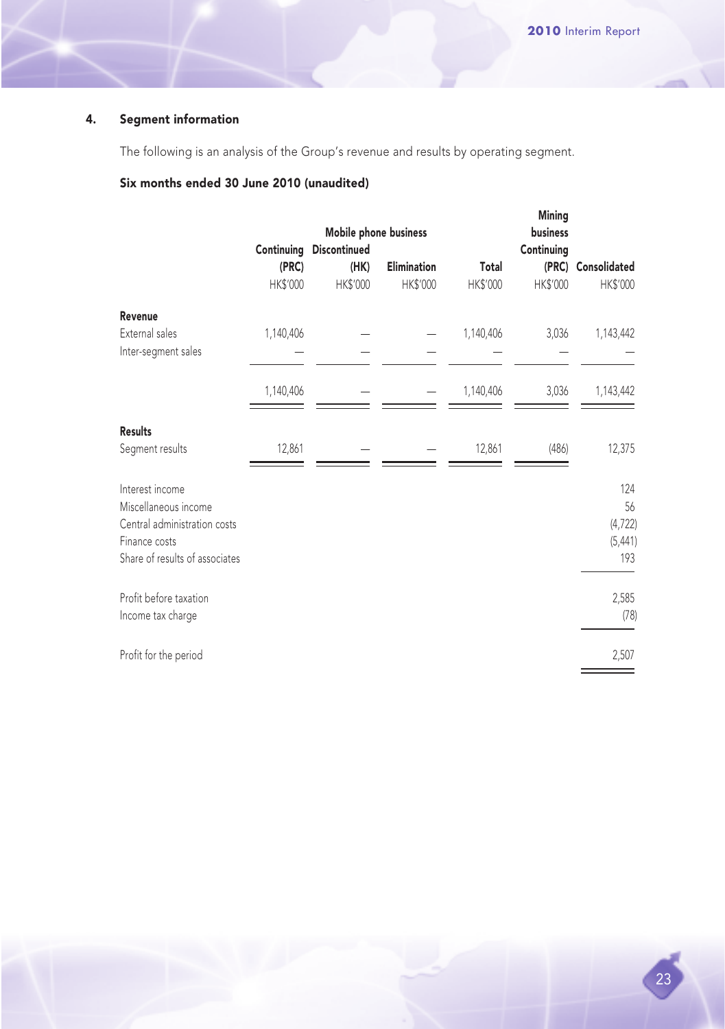## 4. Segment information

The following is an analysis of the Group's revenue and results by operating segment.

### Six months ended 30 June 2010 (unaudited)

| | Mobile phone business | | | | Mining business | |
|---|---|---|---|---|---|---|
| | Continuing (PRC) | Discontinued (HK) | Elimination | Total | Continuing (PRC) | Consolidated |
| | HK$'000 | HK$'000 | HK$'000 | HK$'000 | HK$'000 | HK$'000 |
| **Revenue** | | | | | | |
| External sales | 1,140,406 | — | — | 1,140,406 | 3,036 | 1,143,442 |
| Inter-segment sales | — | — | — | — | — | — |
| | 1,140,406 | — | — | 1,140,406 | 3,036 | 1,143,442 |
| **Results** | | | | | | |
| Segment results | 12,861 | — | — | 12,861 | (486) | 12,375 |
| Interest income | | | | | | 124 |
| Miscellaneous income | | | | | | 56 |
| Central administration costs | | | | | | (4,722) |
| Finance costs | | | | | | (5,441) |
| Share of results of associates | | | | | | 193 |
| Profit before taxation | | | | | | 2,585 |
| Income tax charge | | | | | | (78) |
| Profit for the period | | | | | | 2,507 |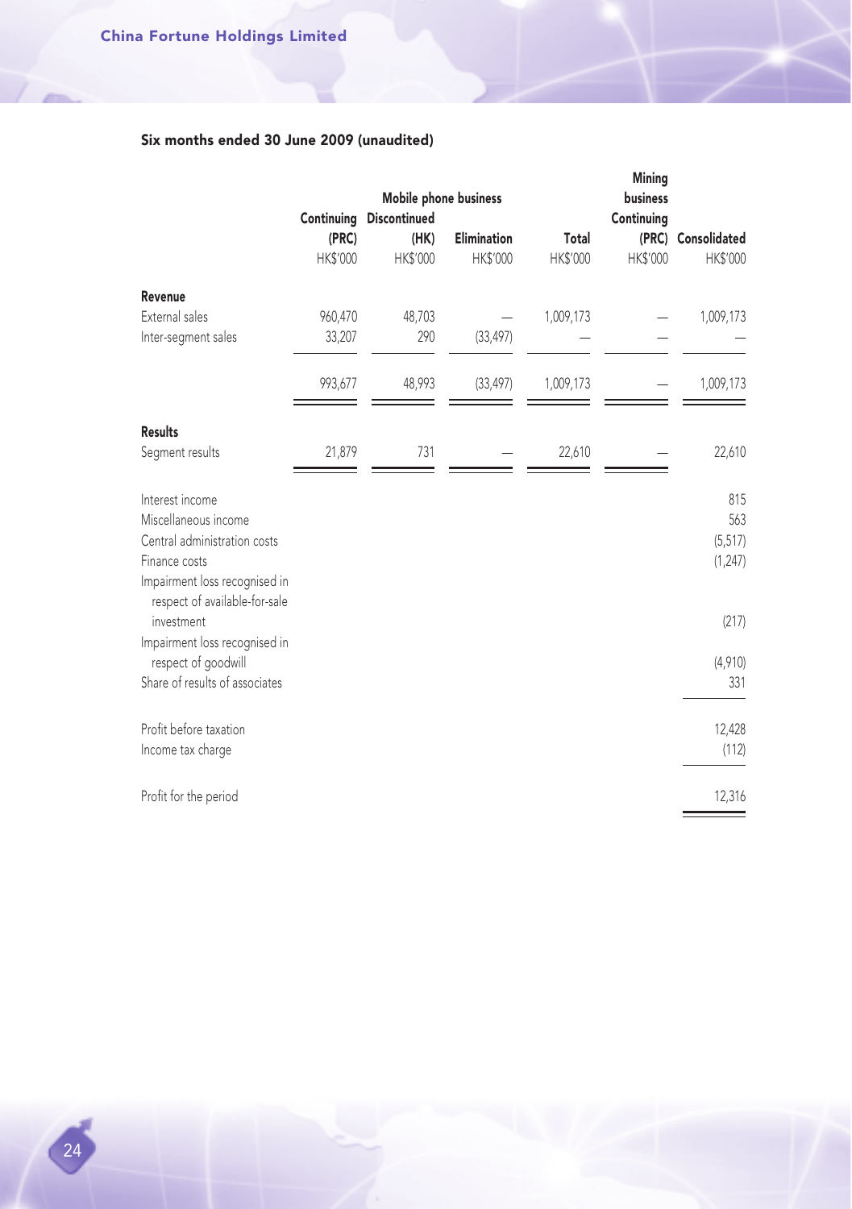### Six months ended 30 June 2009 (unaudited)

| | Mobile phone business | | | | Mining business | |
|---|---|---|---|---|---|---|
| | Continuing (PRC) | Discontinued (HK) | Elimination | Total | Continuing (PRC) | Consolidated |
| | HK$'000 | HK$'000 | HK$'000 | HK$'000 | HK$'000 | HK$'000 |
| **Revenue** | | | | | | |
| External sales | 960,470 | 48,703 | — | 1,009,173 | — | 1,009,173 |
| Inter-segment sales | 33,207 | 290 | (33,497) | — | — | — |
| | 993,677 | 48,993 | (33,497) | 1,009,173 | — | 1,009,173 |
| **Results** | | | | | | |
| Segment results | 21,879 | 731 | — | 22,610 | — | 22,610 |
| Interest income | | | | | | 815 |
| Miscellaneous income | | | | | | 563 |
| Central administration costs | | | | | | (5,517) |
| Finance costs | | | | | | (1,247) |
| Impairment loss recognised in respect of available-for-sale investment | | | | | | (217) |
| Impairment loss recognised in respect of goodwill | | | | | | (4,910) |
| Share of results of associates | | | | | | 331 |
| Profit before taxation | | | | | | 12,428 |
| Income tax charge | | | | | | (112) |
| Profit for the period | | | | | | 12,316 |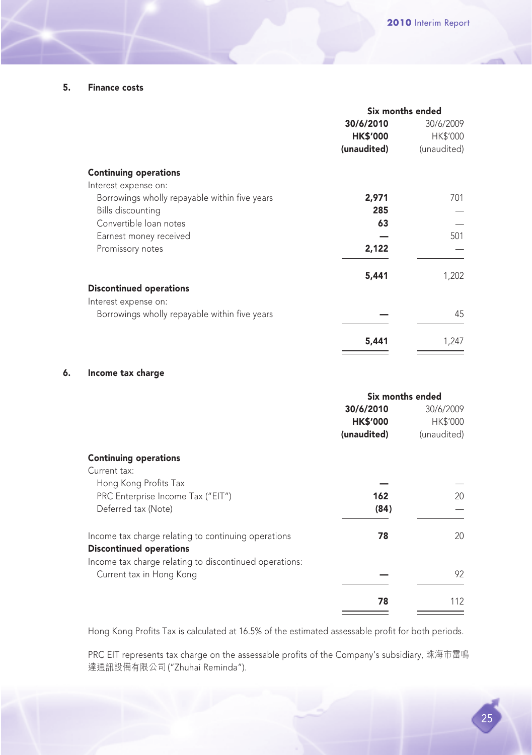## 5. Finance costs

| | Six months ended | |
|---|---|---|
| | **30/6/2010** | 30/6/2009 |
| | **HK$'000** | HK$'000 |
| | **(unaudited)** | (unaudited) |
| **Continuing operations** | | |
| Interest expense on: | | |
| Borrowings wholly repayable within five years | **2,971** | 701 |
| Bills discounting | **285** | — |
| Convertible loan notes | **63** | — |
| Earnest money received | **—** | 501 |
| Promissory notes | **2,122** | — |
| | **5,441** | 1,202 |
| **Discontinued operations** | | |
| Interest expense on: | | |
| Borrowings wholly repayable within five years | **—** | 45 |
| | **5,441** | 1,247 |

## 6. Income tax charge

| | Six months ended | |
|---|---|---|
| | **30/6/2010** | 30/6/2009 |
| | **HK$'000** | HK$'000 |
| | **(unaudited)** | (unaudited) |
| **Continuing operations** | | |
| Current tax: | | |
| Hong Kong Profits Tax | **—** | — |
| PRC Enterprise Income Tax ("EIT") | **162** | 20 |
| Deferred tax (Note) | **(84)** | — |
| Income tax charge relating to continuing operations | **78** | 20 |
| **Discontinued operations** | | |
| Income tax charge relating to discontinued operations: | | |
| Current tax in Hong Kong | **—** | 92 |
| | **78** | 112 |

Hong Kong Profits Tax is calculated at 16.5% of the estimated assessable profit for both periods.

PRC EIT represents tax charge on the assessable profits of the Company's subsidiary, 珠海市雷鳴達通訊設備有限公司 ("Zhuhai Reminda").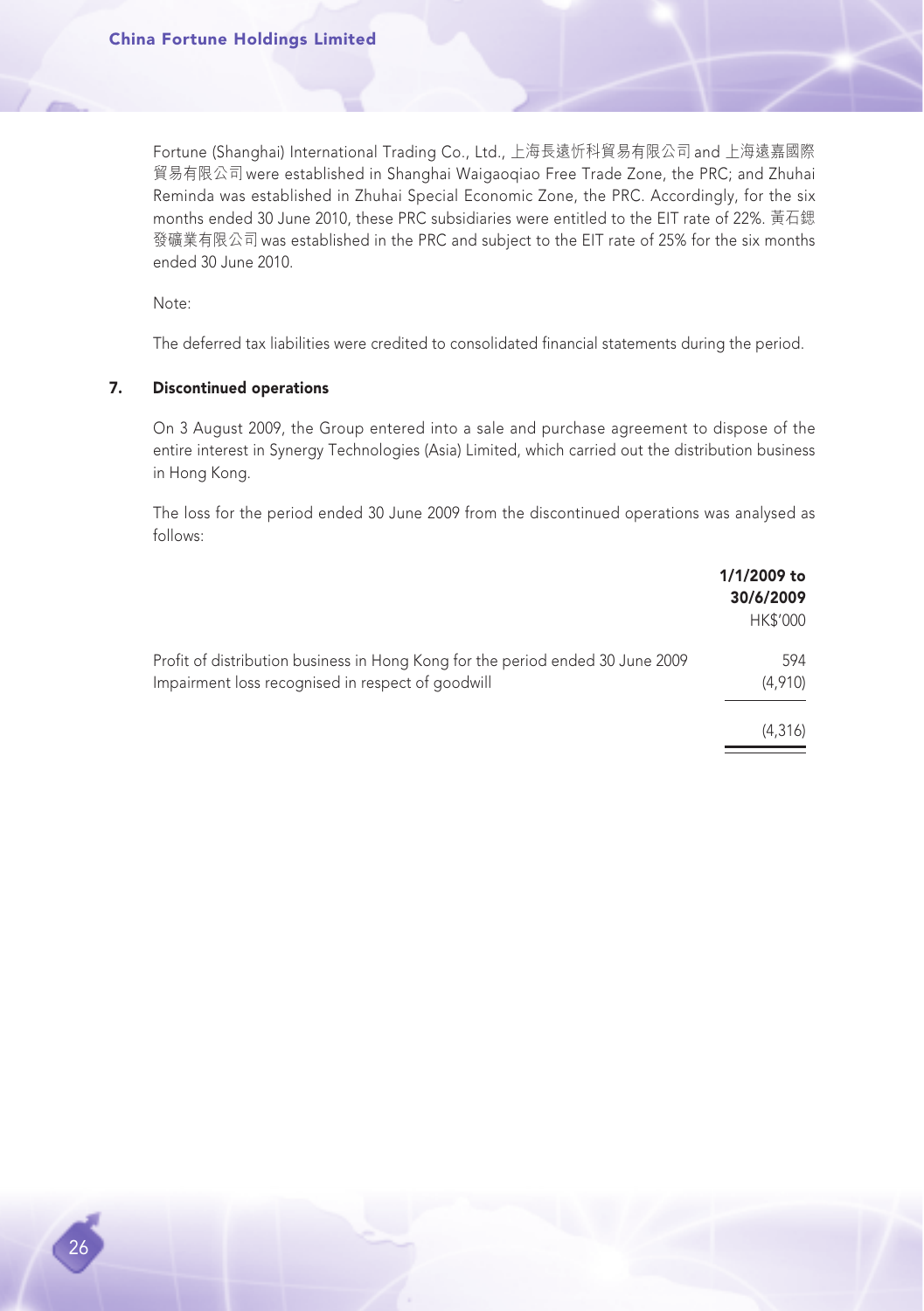Fortune (Shanghai) International Trading Co., Ltd., 上海長遠忻科貿易有限公司 and 上海遠嘉國際貿易有限公司 were established in Shanghai Waigaoqiao Free Trade Zone, the PRC; and Zhuhai Reminda was established in Zhuhai Special Economic Zone, the PRC. Accordingly, for the six months ended 30 June 2010, these PRC subsidiaries were entitled to the EIT rate of 22%. 黃石鍶發礦業有限公司 was established in the PRC and subject to the EIT rate of 25% for the six months ended 30 June 2010.

Note:

The deferred tax liabilities were credited to consolidated financial statements during the period.

## 7. Discontinued operations

On 3 August 2009, the Group entered into a sale and purchase agreement to dispose of the entire interest in Synergy Technologies (Asia) Limited, which carried out the distribution business in Hong Kong.

The loss for the period ended 30 June 2009 from the discontinued operations was analysed as follows:

| | **1/1/2009 to 30/6/2009** HK$'000 |
|---|---|
| Profit of distribution business in Hong Kong for the period ended 30 June 2009 | 594 |
| Impairment loss recognised in respect of goodwill | (4,910) |
| | (4,316) |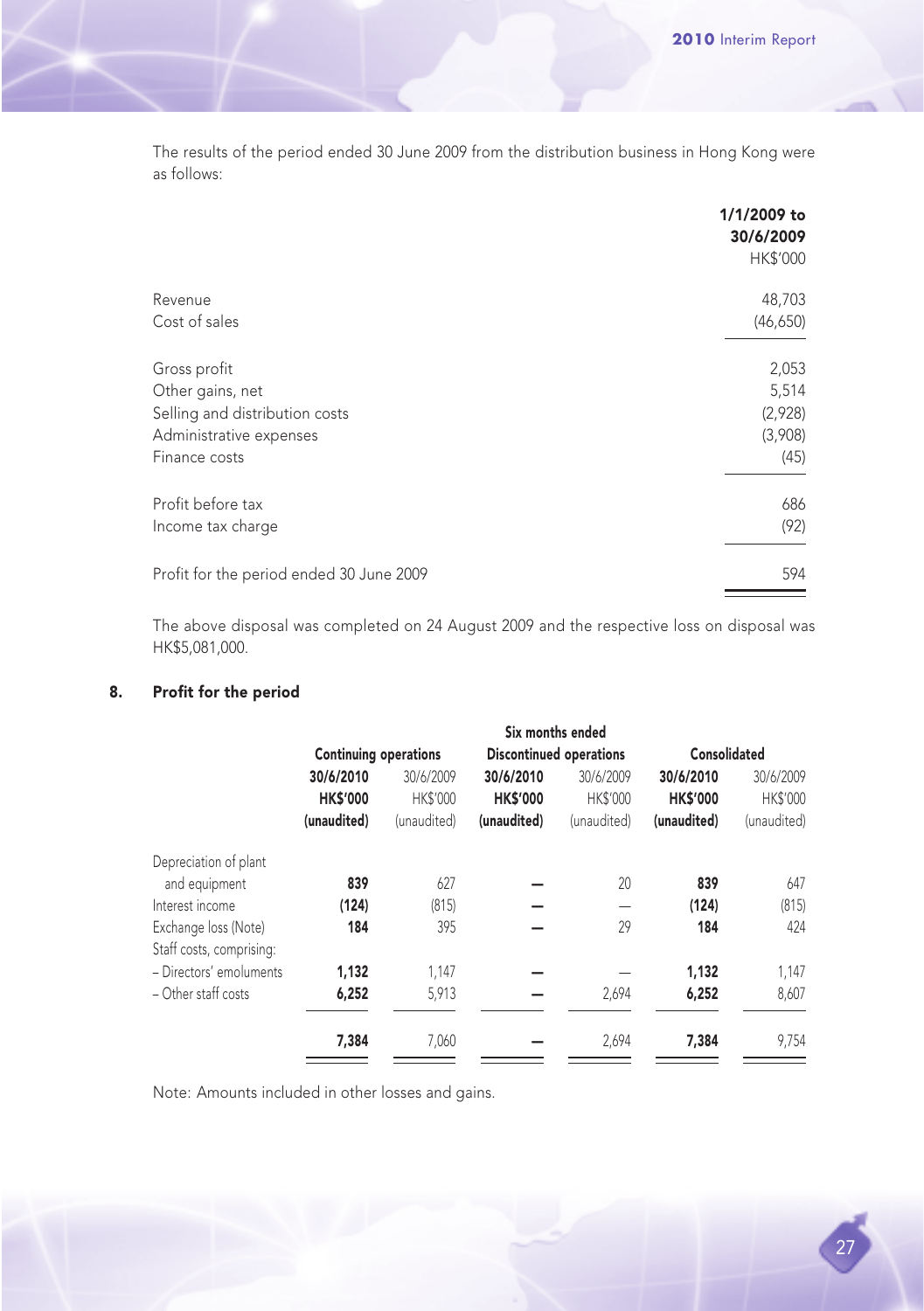The results of the period ended 30 June 2009 from the distribution business in Hong Kong were as follows:

| | 1/1/2009 to 30/6/2009 HK$'000 |
|---|---|
| Revenue | 48,703 |
| Cost of sales | (46,650) |
| Gross profit | 2,053 |
| Other gains, net | 5,514 |
| Selling and distribution costs | (2,928) |
| Administrative expenses | (3,908) |
| Finance costs | (45) |
| Profit before tax | 686 |
| Income tax charge | (92) |
| Profit for the period ended 30 June 2009 | 594 |

The above disposal was completed on 24 August 2009 and the respective loss on disposal was HK$5,081,000.

## 8. Profit for the period

| | Six months ended | | | | | |
|---|---|---|---|---|---|---|
| | Continuing operations | | Discontinued operations | | Consolidated | |
| | **30/6/2010 HK$'000 (unaudited)** | 30/6/2009 HK$'000 (unaudited) | **30/6/2010 HK$'000 (unaudited)** | 30/6/2009 HK$'000 (unaudited) | **30/6/2010 HK$'000 (unaudited)** | 30/6/2009 HK$'000 (unaudited) |
| Depreciation of plant and equipment | **839** | 627 | **–** | 20 | **839** | 647 |
| Interest income | **(124)** | (815) | **–** | – | **(124)** | (815) |
| Exchange loss (Note) | **184** | 395 | **–** | 29 | **184** | 424 |
| Staff costs, comprising: | | | | | | |
| – Directors' emoluments | **1,132** | 1,147 | **–** | – | **1,132** | 1,147 |
| – Other staff costs | **6,252** | 5,913 | **–** | 2,694 | **6,252** | 8,607 |
| | **7,384** | 7,060 | **–** | 2,694 | **7,384** | 9,754 |

Note: Amounts included in other losses and gains.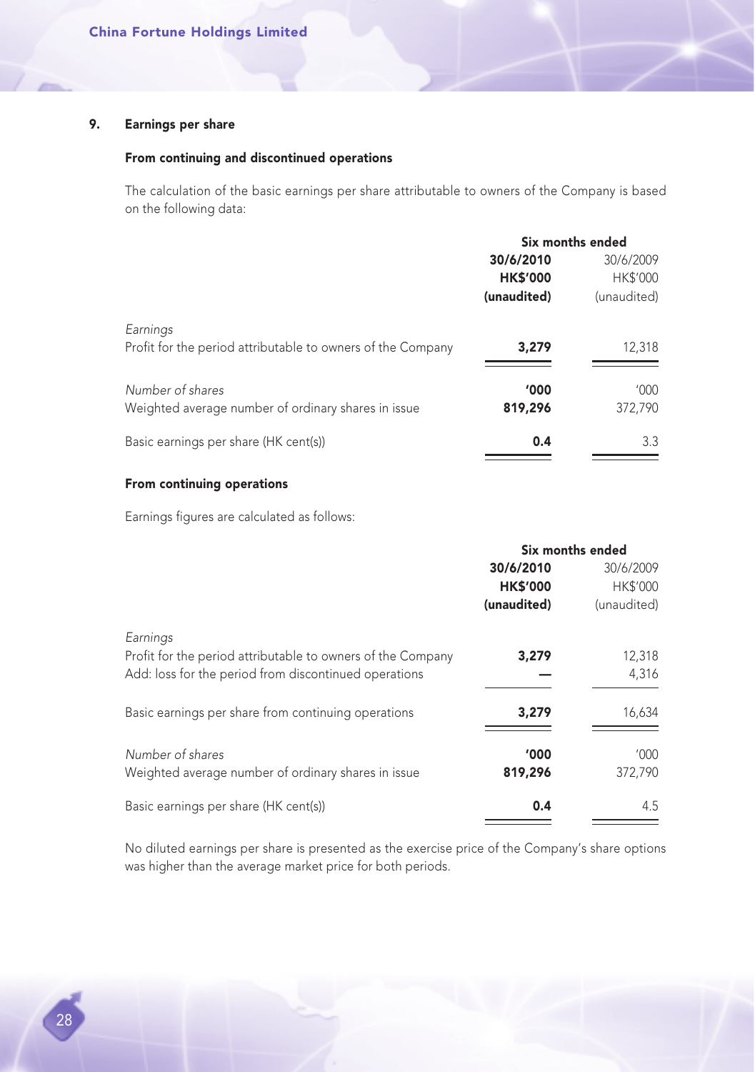## 9. Earnings per share

### From continuing and discontinued operations

The calculation of the basic earnings per share attributable to owners of the Company is based on the following data:

| | Six months ended | |
|---|---|---|
| | **30/6/2010** | 30/6/2009 |
| | **HK$'000** | HK$'000 |
| | **(unaudited)** | (unaudited) |
| *Earnings* | | |
| Profit for the period attributable to owners of the Company | **3,279** | 12,318 |
| *Number of shares* | **'000** | '000 |
| Weighted average number of ordinary shares in issue | **819,296** | 372,790 |
| Basic earnings per share (HK cent(s)) | **0.4** | 3.3 |

### From continuing operations

Earnings figures are calculated as follows:

| | Six months ended | |
|---|---|---|
| | **30/6/2010** | 30/6/2009 |
| | **HK$'000** | HK$'000 |
| | **(unaudited)** | (unaudited) |
| *Earnings* | | |
| Profit for the period attributable to owners of the Company | **3,279** | 12,318 |
| Add: loss for the period from discontinued operations | **—** | 4,316 |
| Basic earnings per share from continuing operations | **3,279** | 16,634 |
| *Number of shares* | **'000** | '000 |
| Weighted average number of ordinary shares in issue | **819,296** | 372,790 |
| Basic earnings per share (HK cent(s)) | **0.4** | 4.5 |

No diluted earnings per share is presented as the exercise price of the Company's share options was higher than the average market price for both periods.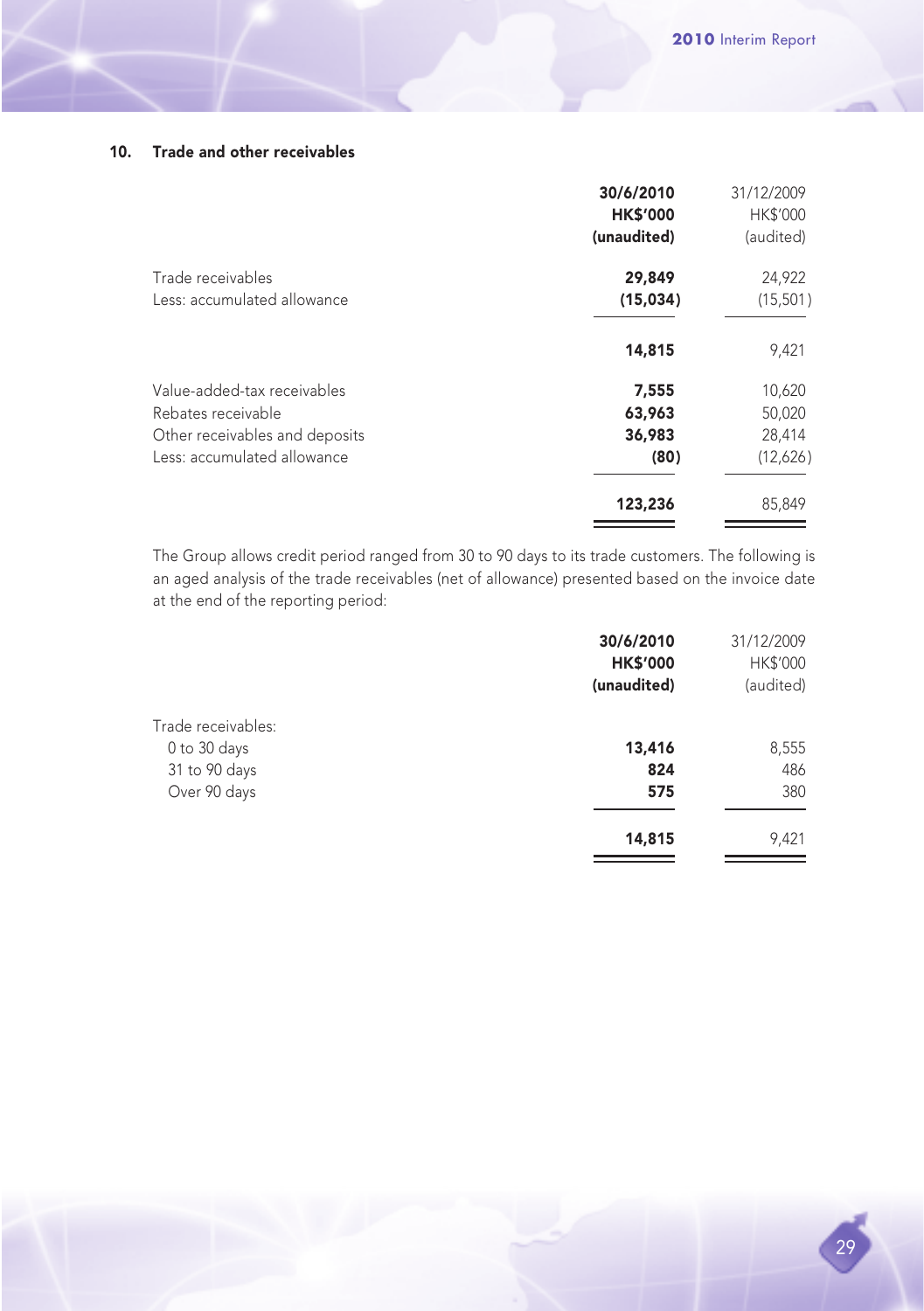## 10. Trade and other receivables

| | 30/6/2010<br>HK$'000<br>(unaudited) | 31/12/2009<br>HK$'000<br>(audited) |
|---|---|---|
| Trade receivables | 29,849 | 24,922 |
| Less: accumulated allowance | (15,034) | (15,501) |
| | 14,815 | 9,421 |
| Value-added-tax receivables | 7,555 | 10,620 |
| Rebates receivable | 63,963 | 50,020 |
| Other receivables and deposits | 36,983 | 28,414 |
| Less: accumulated allowance | (80) | (12,626) |
| | 123,236 | 85,849 |

The Group allows credit period ranged from 30 to 90 days to its trade customers. The following is an aged analysis of the trade receivables (net of allowance) presented based on the invoice date at the end of the reporting period:

| | 30/6/2010<br>HK$'000<br>(unaudited) | 31/12/2009<br>HK$'000<br>(audited) |
|---|---|---|
| Trade receivables: | | |
| 0 to 30 days | 13,416 | 8,555 |
| 31 to 90 days | 824 | 486 |
| Over 90 days | 575 | 380 |
| | 14,815 | 9,421 |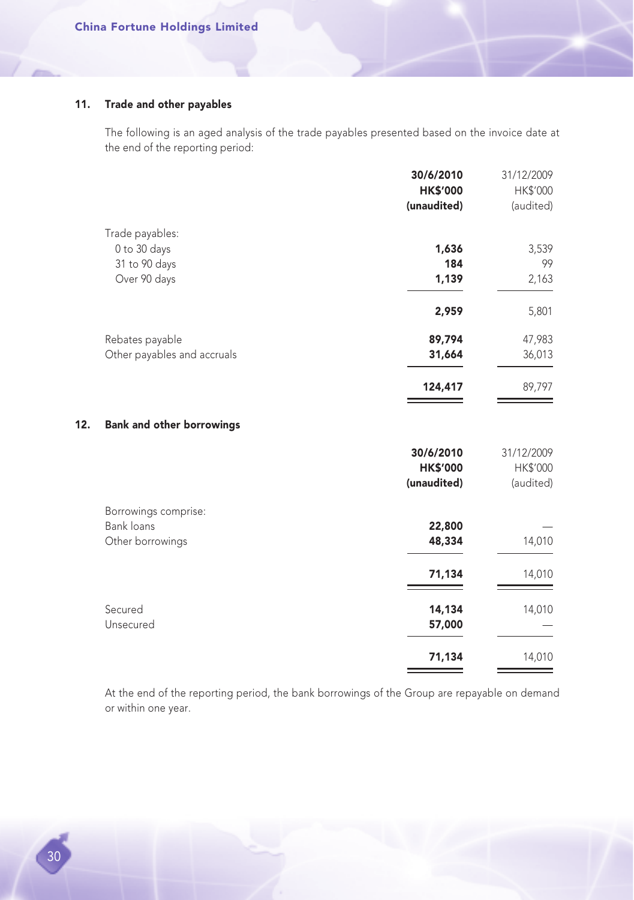## 11. Trade and other payables

The following is an aged analysis of the trade payables presented based on the invoice date at the end of the reporting period:

| | 30/6/2010<br>HK$'000<br>(unaudited) | 31/12/2009<br>HK$'000<br>(audited) |
|---|---|---|
| Trade payables: | | |
| 0 to 30 days | **1,636** | 3,539 |
| 31 to 90 days | **184** | 99 |
| Over 90 days | **1,139** | 2,163 |
| | **2,959** | 5,801 |
| Rebates payable | **89,794** | 47,983 |
| Other payables and accruals | **31,664** | 36,013 |
| | **124,417** | 89,797 |

## 12. Bank and other borrowings

| | 30/6/2010<br>HK$'000<br>(unaudited) | 31/12/2009<br>HK$'000<br>(audited) |
|---|---|---|
| Borrowings comprise: | | |
| Bank loans | **22,800** | — |
| Other borrowings | **48,334** | 14,010 |
| | **71,134** | 14,010 |
| Secured | **14,134** | 14,010 |
| Unsecured | **57,000** | — |
| | **71,134** | 14,010 |

At the end of the reporting period, the bank borrowings of the Group are repayable on demand or within one year.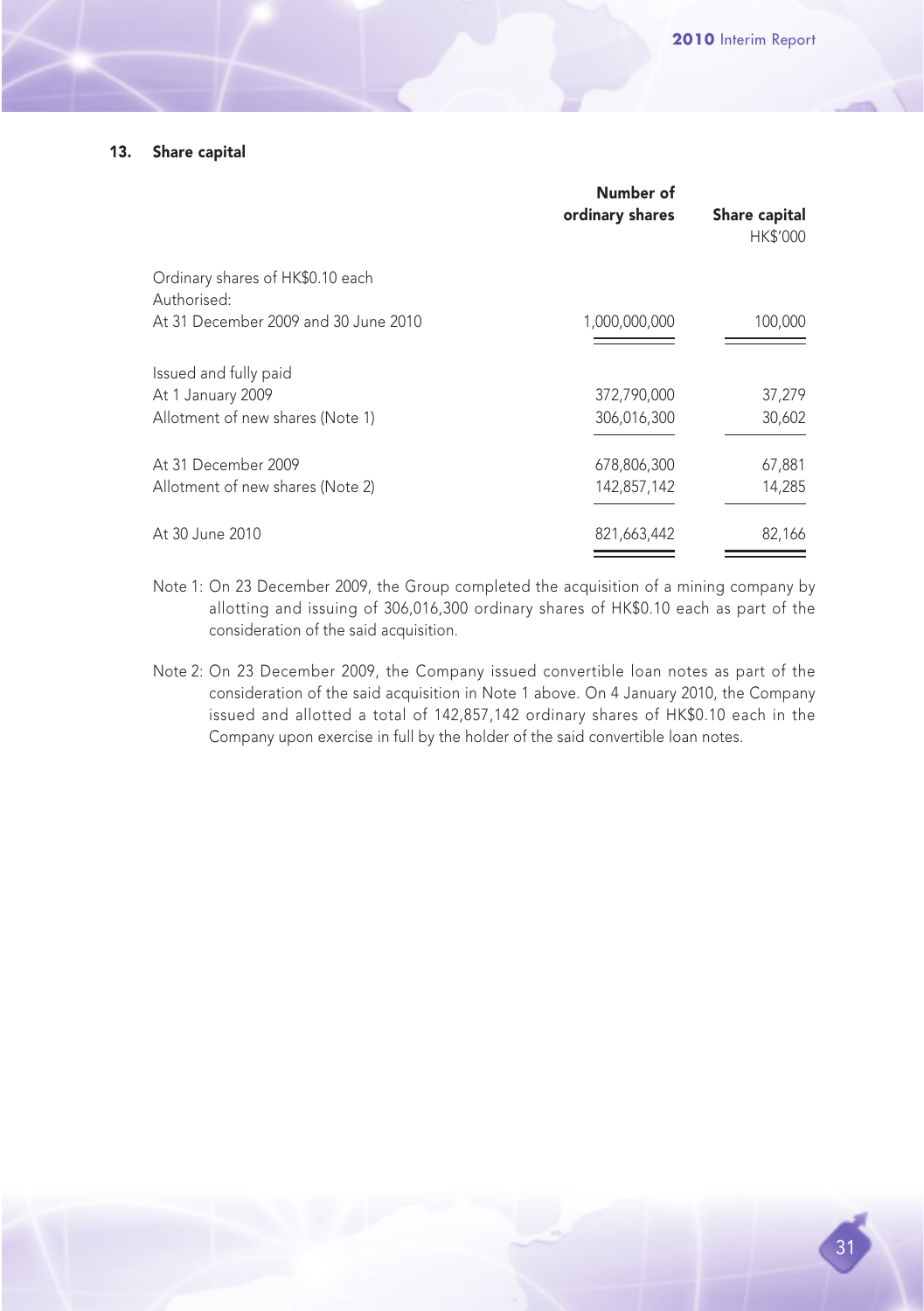## 13. Share capital

| | Number of ordinary shares | Share capital HK$'000 |
|---|---|---|
| Ordinary shares of HK$0.10 each | | |
| Authorised: | | |
| At 31 December 2009 and 30 June 2010 | 1,000,000,000 | 100,000 |
| Issued and fully paid | | |
| At 1 January 2009 | 372,790,000 | 37,279 |
| Allotment of new shares (Note 1) | 306,016,300 | 30,602 |
| At 31 December 2009 | 678,806,300 | 67,881 |
| Allotment of new shares (Note 2) | 142,857,142 | 14,285 |
| At 30 June 2010 | 821,663,442 | 82,166 |

Note 1: On 23 December 2009, the Group completed the acquisition of a mining company by allotting and issuing of 306,016,300 ordinary shares of HK$0.10 each as part of the consideration of the said acquisition.

Note 2: On 23 December 2009, the Company issued convertible loan notes as part of the consideration of the said acquisition in Note 1 above. On 4 January 2010, the Company issued and allotted a total of 142,857,142 ordinary shares of HK$0.10 each in the Company upon exercise in full by the holder of the said convertible loan notes.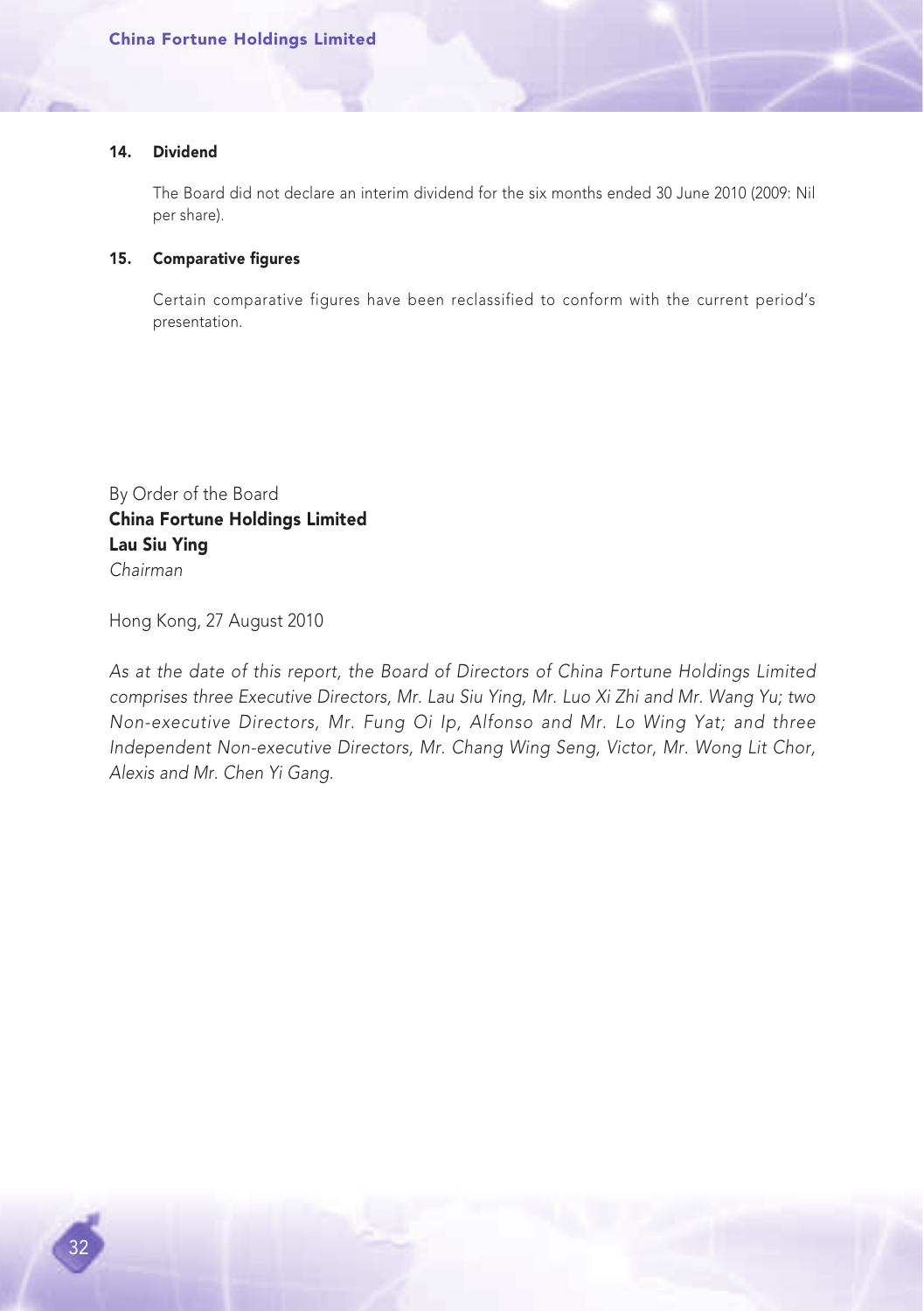### 14. Dividend

The Board did not declare an interim dividend for the six months ended 30 June 2010 (2009: Nil per share).

### 15. Comparative figures

Certain comparative figures have been reclassified to conform with the current period's presentation.

By Order of the Board
**China Fortune Holdings Limited**
**Lau Siu Ying**
*Chairman*

Hong Kong, 27 August 2010

*As at the date of this report, the Board of Directors of China Fortune Holdings Limited comprises three Executive Directors, Mr. Lau Siu Ying, Mr. Luo Xi Zhi and Mr. Wang Yu; two Non-executive Directors, Mr. Fung Oi Ip, Alfonso and Mr. Lo Wing Yat; and three Independent Non-executive Directors, Mr. Chang Wing Seng, Victor, Mr. Wong Lit Chor, Alexis and Mr. Chen Yi Gang.*